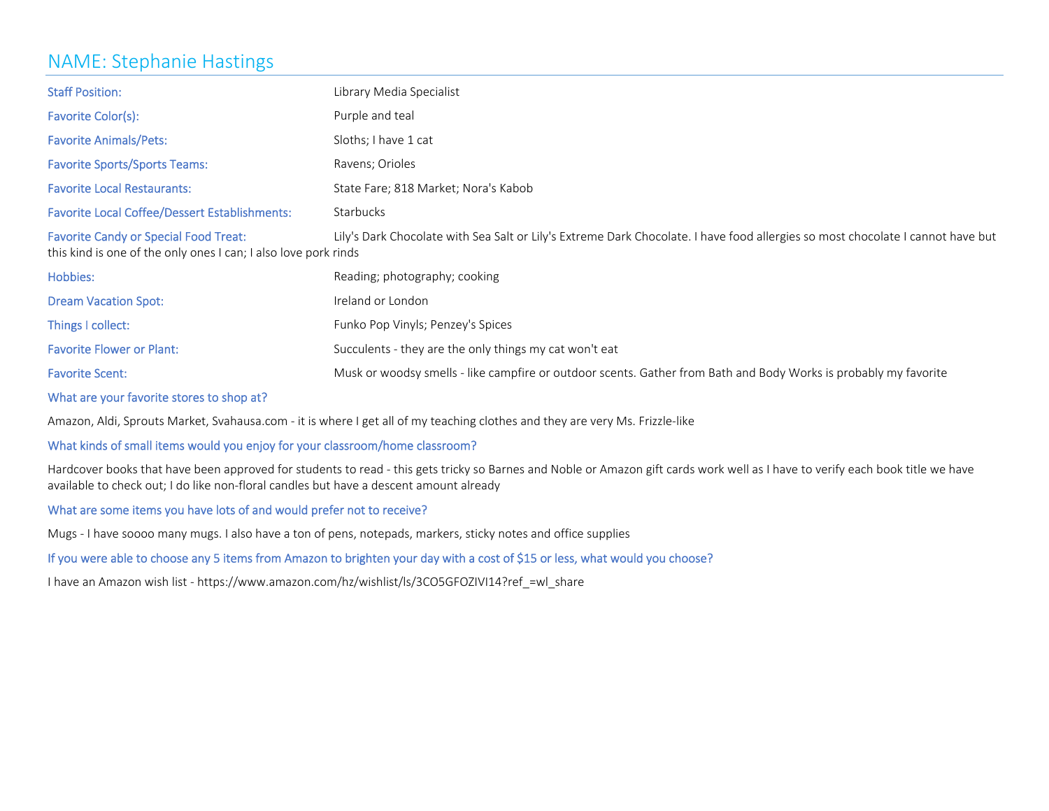# NAME: Stephanie Hastings

**Staff Position:** Library Media Specialist

**Favorite Color(s):** Purple and teal

**Favorite Animals/Pets:** Sloths; I have 1 cat

**Favorite Sports/Sports Teams:** Ravens; Orioles

**Favorite Local Restaurants:** State Fare; 818 Market; Nora's Kabob

**Favorite Local Coffee/Dessert Establishments:** Starbucks

**Favorite Candy or Special Food Treat:** Lily's Dark Chocolate with Sea Salt or Lily's Extreme Dark Chocolate. I have food allergies so most chocolate I cannot have but this kind is one of the only ones I can; I also love pork rinds

**Hobbies:** Reading; photography; cooking

**Dream Vacation Spot:** Ireland or London

**Things I collect:** Funko Pop Vinyls; Penzey's Spices

**Favorite Flower or Plant:** Succulents - they are the only things my cat won't eat

**Favorite Scent:** Musk or woodsy smells - like campfire or outdoor scents. Gather from Bath and Body Works is probably my favorite

**What are your favorite stores to shop at?**

Amazon, Aldi, Sprouts Market, Svahausa.com - it is where I get all of my teaching clothes and they are very Ms. Frizzle-like

**What kinds of small items would you enjoy for your classroom/home classroom?**

Hardcover books that have been approved for students to read - this gets tricky so Barnes and Noble or Amazon gift cards work well as I have to verify each book title we have available to check out; I do like non-floral candles but have a descent amount already

**What are some items you have lots of and would prefer not to receive?**

Mugs - I have soooo many mugs. I also have a ton of pens, notepads, markers, sticky notes and office supplies

**If you were able to choose any 5 items from Amazon to brighten your day with a cost of $15 or less, what would you choose?**

I have an Amazon wish list - https://www.amazon.com/hz/wishlist/ls/3CO5GFOZIVI14?ref_=wl_share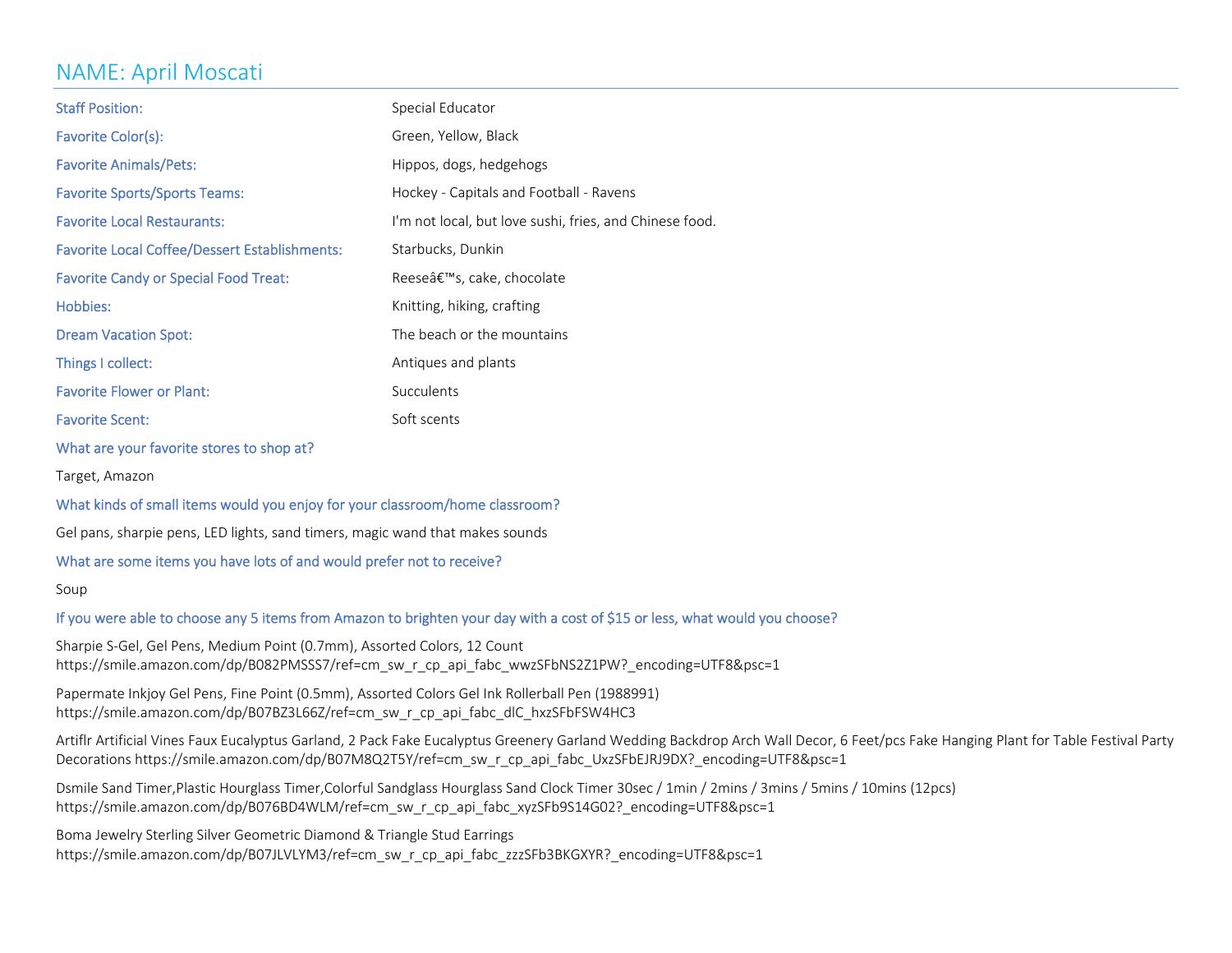# NAME: April Moscati

| | |
|---|---|
| Staff Position: | Special Educator |
| Favorite Color(s): | Green, Yellow, Black |
| Favorite Animals/Pets: | Hippos, dogs, hedgehogs |
| Favorite Sports/Sports Teams: | Hockey - Capitals and Football - Ravens |
| Favorite Local Restaurants: | I'm not local, but love sushi, fries, and Chinese food. |
| Favorite Local Coffee/Dessert Establishments: | Starbucks, Dunkin |
| Favorite Candy or Special Food Treat: | Reeseâ€™s, cake, chocolate |
| Hobbies: | Knitting, hiking, crafting |
| Dream Vacation Spot: | The beach or the mountains |
| Things I collect: | Antiques and plants |
| Favorite Flower or Plant: | Succulents |
| Favorite Scent: | Soft scents |

What are your favorite stores to shop at?

Target, Amazon

What kinds of small items would you enjoy for your classroom/home classroom?

Gel pans, sharpie pens, LED lights, sand timers, magic wand that makes sounds

What are some items you have lots of and would prefer not to receive?

Soup

If you were able to choose any 5 items from Amazon to brighten your day with a cost of $15 or less, what would you choose?

Sharpie S-Gel, Gel Pens, Medium Point (0.7mm), Assorted Colors, 12 Count
https://smile.amazon.com/dp/B082PMSSS7/ref=cm_sw_r_cp_api_fabc_wwzSFbNS2Z1PW?_encoding=UTF8&psc=1

Papermate Inkjoy Gel Pens, Fine Point (0.5mm), Assorted Colors Gel Ink Rollerball Pen (1988991)
https://smile.amazon.com/dp/B07BZ3L66Z/ref=cm_sw_r_cp_api_fabc_dlC_hxzSFbFSW4HC3

Artiflr Artificial Vines Faux Eucalyptus Garland, 2 Pack Fake Eucalyptus Greenery Garland Wedding Backdrop Arch Wall Decor, 6 Feet/pcs Fake Hanging Plant for Table Festival Party Decorations https://smile.amazon.com/dp/B07M8Q2T5Y/ref=cm_sw_r_cp_api_fabc_UxzSFbEJRJ9DX?_encoding=UTF8&psc=1

Dsmile Sand Timer,Plastic Hourglass Timer,Colorful Sandglass Hourglass Sand Clock Timer 30sec / 1min / 2mins / 3mins / 5mins / 10mins (12pcs)
https://smile.amazon.com/dp/B076BD4WLM/ref=cm_sw_r_cp_api_fabc_xyzSFb9S14G02?_encoding=UTF8&psc=1

Boma Jewelry Sterling Silver Geometric Diamond & Triangle Stud Earrings
https://smile.amazon.com/dp/B07JLVLYM3/ref=cm_sw_r_cp_api_fabc_zzzSFb3BKGXYR?_encoding=UTF8&psc=1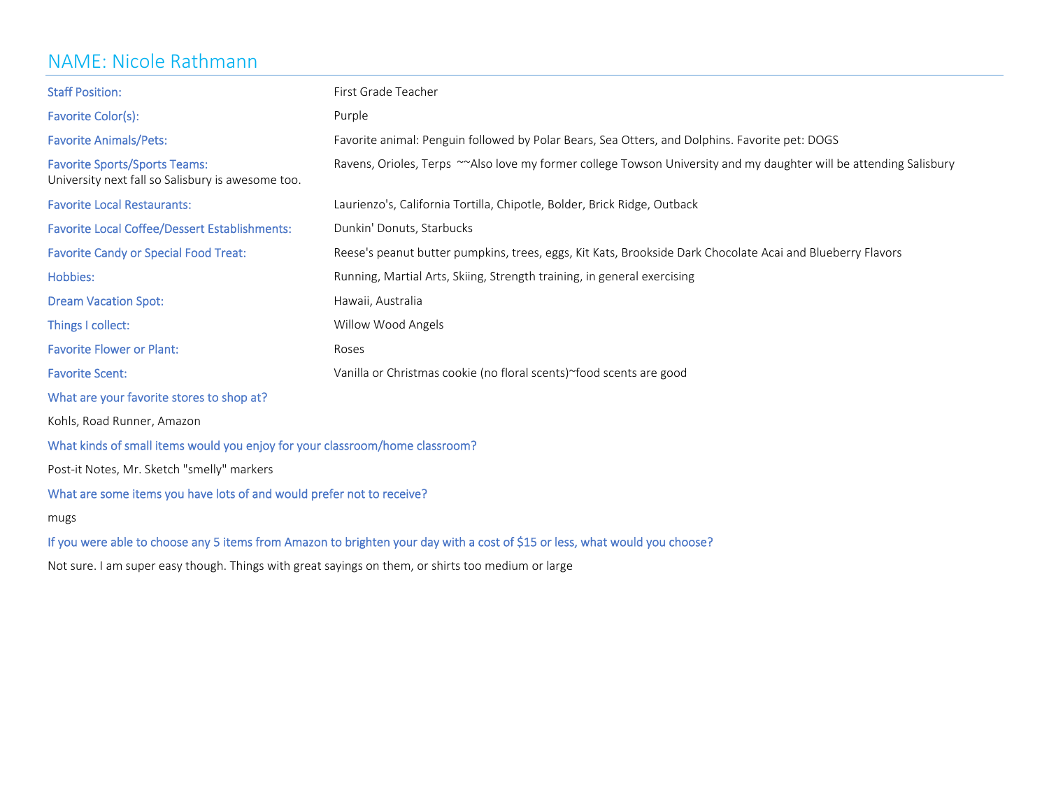# NAME: Nicole Rathmann

**Staff Position:** First Grade Teacher

**Favorite Color(s):** Purple

**Favorite Animals/Pets:** Favorite animal: Penguin followed by Polar Bears, Sea Otters, and Dolphins. Favorite pet: DOGS

**Favorite Sports/Sports Teams:** Ravens, Orioles, Terps ~~Also love my former college Towson University and my daughter will be attending Salisbury University next fall so Salisbury is awesome too.

**Favorite Local Restaurants:** Laurienzo's, California Tortilla, Chipotle, Bolder, Brick Ridge, Outback

**Favorite Local Coffee/Dessert Establishments:** Dunkin' Donuts, Starbucks

**Favorite Candy or Special Food Treat:** Reese's peanut butter pumpkins, trees, eggs, Kit Kats, Brookside Dark Chocolate Acai and Blueberry Flavors

**Hobbies:** Running, Martial Arts, Skiing, Strength training, in general exercising

**Dream Vacation Spot:** Hawaii, Australia

**Things I collect:** Willow Wood Angels

**Favorite Flower or Plant:** Roses

**Favorite Scent:** Vanilla or Christmas cookie (no floral scents)~food scents are good

**What are your favorite stores to shop at?**

Kohls, Road Runner, Amazon

**What kinds of small items would you enjoy for your classroom/home classroom?**

Post-it Notes, Mr. Sketch "smelly" markers

**What are some items you have lots of and would prefer not to receive?**

mugs

**If you were able to choose any 5 items from Amazon to brighten your day with a cost of $15 or less, what would you choose?**

Not sure. I am super easy though. Things with great sayings on them, or shirts too medium or large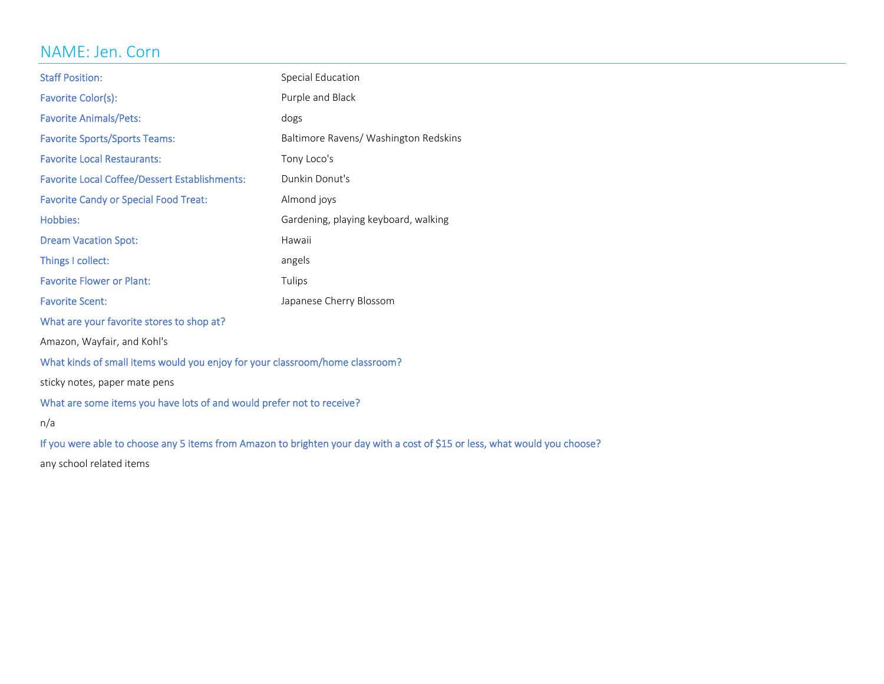# NAME: Jen. Corn

| | |
|---|---|
| Staff Position: | Special Education |
| Favorite Color(s): | Purple and Black |
| Favorite Animals/Pets: | dogs |
| Favorite Sports/Sports Teams: | Baltimore Ravens/ Washington Redskins |
| Favorite Local Restaurants: | Tony Loco's |
| Favorite Local Coffee/Dessert Establishments: | Dunkin Donut's |
| Favorite Candy or Special Food Treat: | Almond joys |
| Hobbies: | Gardening, playing keyboard, walking |
| Dream Vacation Spot: | Hawaii |
| Things I collect: | angels |
| Favorite Flower or Plant: | Tulips |
| Favorite Scent: | Japanese Cherry Blossom |

What are your favorite stores to shop at?

Amazon, Wayfair, and Kohl's

What kinds of small items would you enjoy for your classroom/home classroom?

sticky notes, paper mate pens

What are some items you have lots of and would prefer not to receive?

n/a

If you were able to choose any 5 items from Amazon to brighten your day with a cost of $15 or less, what would you choose?

any school related items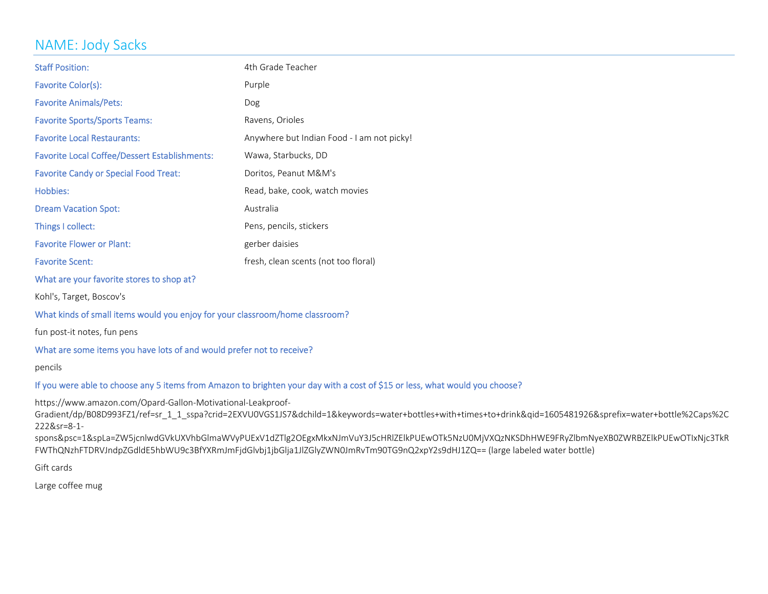# NAME: Jody Sacks

| | |
|---|---|
| Staff Position: | 4th Grade Teacher |
| Favorite Color(s): | Purple |
| Favorite Animals/Pets: | Dog |
| Favorite Sports/Sports Teams: | Ravens, Orioles |
| Favorite Local Restaurants: | Anywhere but Indian Food - I am not picky! |
| Favorite Local Coffee/Dessert Establishments: | Wawa, Starbucks, DD |
| Favorite Candy or Special Food Treat: | Doritos, Peanut M&M's |
| Hobbies: | Read, bake, cook, watch movies |
| Dream Vacation Spot: | Australia |
| Things I collect: | Pens, pencils, stickers |
| Favorite Flower or Plant: | gerber daisies |
| Favorite Scent: | fresh, clean scents (not too floral) |

What are your favorite stores to shop at?

Kohl's, Target, Boscov's

What kinds of small items would you enjoy for your classroom/home classroom?

fun post-it notes, fun pens

What are some items you have lots of and would prefer not to receive?

pencils

If you were able to choose any 5 items from Amazon to brighten your day with a cost of $15 or less, what would you choose?

https://www.amazon.com/Opard-Gallon-Motivational-Leakproof-Gradient/dp/B08D993FZ1/ref=sr_1_1_sspa?crid=2EXVU0VGS1JS7&dchild=1&keywords=water+bottles+with+times+to+drink&qid=1605481926&sprefix=water+bottle%2Caps%2C222&sr=8-1-spons&psc=1&spLa=ZW5jcnlwdGVkUXVhbGlmaWVyPUExV1dZTlg2OEgxMkxNJmVuY3J5cHRlZElkPUEwOTk5NzU0MjVXQzNKSDhHWE9FRyZlbmNyeXB0ZWRBZElkPUEwOTIxNjc3TkRFWThQNzhFTDRVJndpZGdldE5hbWU9c3BfYXRmJmFjdGlvbj1jbGlja1JlZGlyZWN0JmRvTm90TG9nQ2xpY2s9dHJ1ZQ== (large labeled water bottle)

Gift cards

Large coffee mug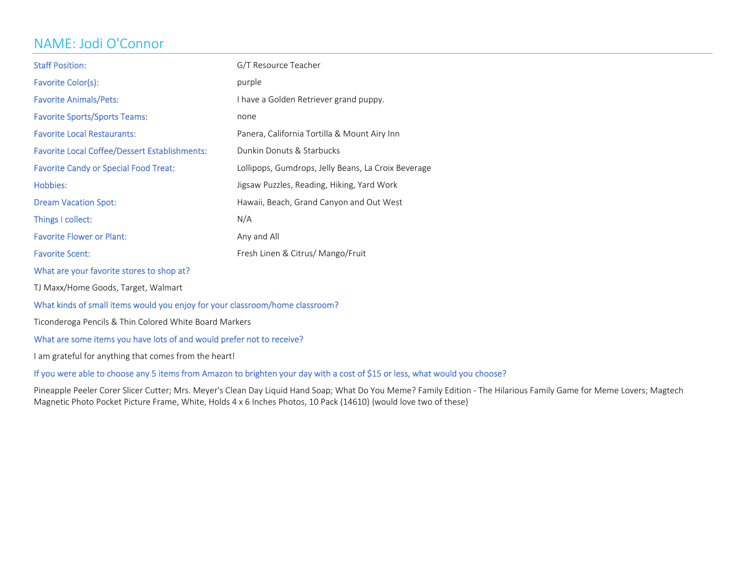# NAME: Jodi O'Connor

| | |
|---|---|
| Staff Position: | G/T Resource Teacher |
| Favorite Color(s): | purple |
| Favorite Animals/Pets: | I have a Golden Retriever grand puppy. |
| Favorite Sports/Sports Teams: | none |
| Favorite Local Restaurants: | Panera, California Tortilla & Mount Airy Inn |
| Favorite Local Coffee/Dessert Establishments: | Dunkin Donuts & Starbucks |
| Favorite Candy or Special Food Treat: | Lollipops, Gumdrops, Jelly Beans, La Croix Beverage |
| Hobbies: | Jigsaw Puzzles, Reading, Hiking, Yard Work |
| Dream Vacation Spot: | Hawaii, Beach, Grand Canyon and Out West |
| Things I collect: | N/A |
| Favorite Flower or Plant: | Any and All |
| Favorite Scent: | Fresh Linen & Citrus/ Mango/Fruit |

What are your favorite stores to shop at?

TJ Maxx/Home Goods, Target, Walmart

What kinds of small items would you enjoy for your classroom/home classroom?

Ticonderoga Pencils & Thin Colored White Board Markers

What are some items you have lots of and would prefer not to receive?

I am grateful for anything that comes from the heart!

If you were able to choose any 5 items from Amazon to brighten your day with a cost of $15 or less, what would you choose?

Pineapple Peeler Corer Slicer Cutter; Mrs. Meyer's Clean Day Liquid Hand Soap; What Do You Meme? Family Edition - The Hilarious Family Game for Meme Lovers; Magtech Magnetic Photo Pocket Picture Frame, White, Holds 4 x 6 Inches Photos, 10 Pack (14610) {would love two of these}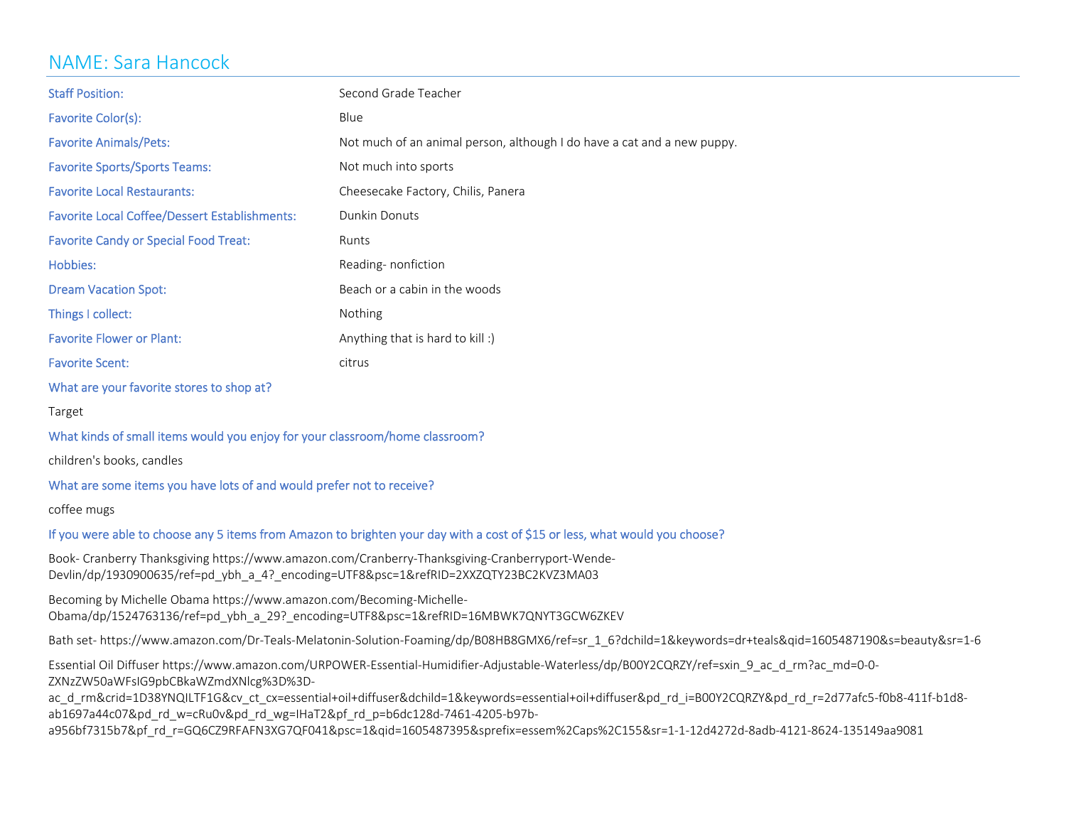# NAME: Sara Hancock

| | |
|---|---|
| Staff Position: | Second Grade Teacher |
| Favorite Color(s): | Blue |
| Favorite Animals/Pets: | Not much of an animal person, although I do have a cat and a new puppy. |
| Favorite Sports/Sports Teams: | Not much into sports |
| Favorite Local Restaurants: | Cheesecake Factory, Chilis, Panera |
| Favorite Local Coffee/Dessert Establishments: | Dunkin Donuts |
| Favorite Candy or Special Food Treat: | Runts |
| Hobbies: | Reading- nonfiction |
| Dream Vacation Spot: | Beach or a cabin in the woods |
| Things I collect: | Nothing |
| Favorite Flower or Plant: | Anything that is hard to kill :) |
| Favorite Scent: | citrus |

What are your favorite stores to shop at?

Target

What kinds of small items would you enjoy for your classroom/home classroom?

children's books, candles

What are some items you have lots of and would prefer not to receive?

coffee mugs

If you were able to choose any 5 items from Amazon to brighten your day with a cost of $15 or less, what would you choose?

Book- Cranberry Thanksgiving https://www.amazon.com/Cranberry-Thanksgiving-Cranberryport-Wende-Devlin/dp/1930900635/ref=pd_ybh_a_4?_encoding=UTF8&psc=1&refRID=2XXZQTY23BC2KVZ3MA03

Becoming by Michelle Obama https://www.amazon.com/Becoming-Michelle-Obama/dp/1524763136/ref=pd_ybh_a_29?_encoding=UTF8&psc=1&refRID=16MBWK7QNYT3GCW6ZKEV

Bath set- https://www.amazon.com/Dr-Teals-Melatonin-Solution-Foaming/dp/B08HB8GMX6/ref=sr_1_6?dchild=1&keywords=dr+teals&qid=1605487190&s=beauty&sr=1-6

Essential Oil Diffuser https://www.amazon.com/URPOWER-Essential-Humidifier-Adjustable-Waterless/dp/B00Y2CQRZY/ref=sxin_9_ac_d_rm?ac_md=0-0-ZXNzZW50aWFsIG9pbCBkaWZmdXNlcg%3D%3D-ac_d_rm&crid=1D38YNQILTF1G&cv_ct_cx=essential+oil+diffuser&dchild=1&keywords=essential+oil+diffuser&pd_rd_i=B00Y2CQRZY&pd_rd_r=2d77afc5-f0b8-411f-b1d8-ab1697a44c07&pd_rd_w=cRu0v&pd_rd_wg=IHaT2&pf_rd_p=b6dc128d-7461-4205-b97b-a956bf7315b7&pf_rd_r=GQ6CZ9RFAFN3XG7QF041&psc=1&qid=1605487395&sprefix=essem%2Caps%2C155&sr=1-1-12d4272d-8adb-4121-8624-135149aa9081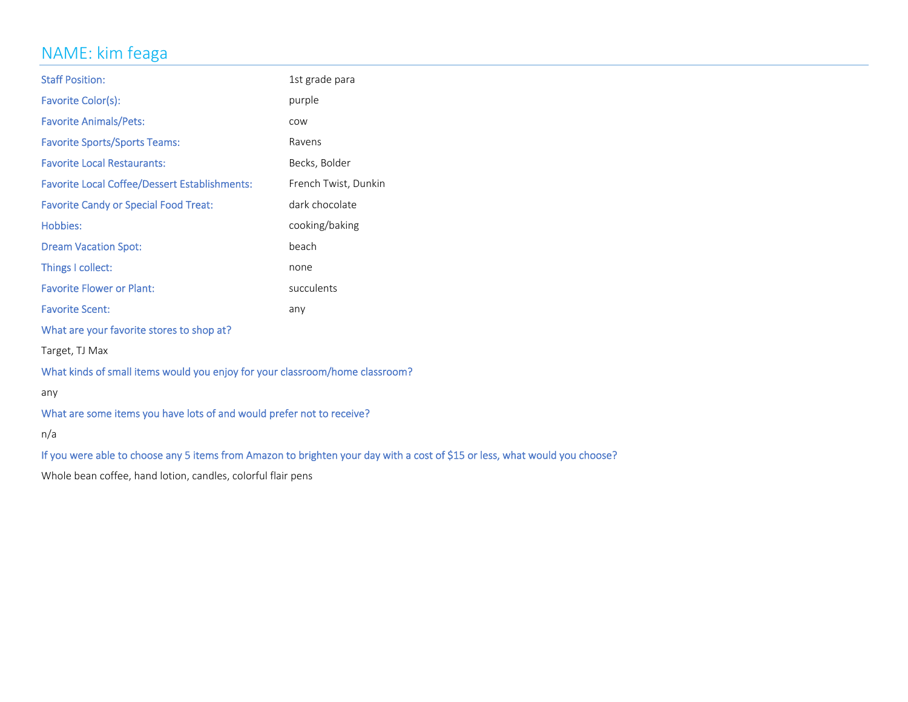# NAME: kim feaga

| | |
|---|---|
| Staff Position: | 1st grade para |
| Favorite Color(s): | purple |
| Favorite Animals/Pets: | cow |
| Favorite Sports/Sports Teams: | Ravens |
| Favorite Local Restaurants: | Becks, Bolder |
| Favorite Local Coffee/Dessert Establishments: | French Twist, Dunkin |
| Favorite Candy or Special Food Treat: | dark chocolate |
| Hobbies: | cooking/baking |
| Dream Vacation Spot: | beach |
| Things I collect: | none |
| Favorite Flower or Plant: | succulents |
| Favorite Scent: | any |

What are your favorite stores to shop at?

Target, TJ Max

What kinds of small items would you enjoy for your classroom/home classroom?

any

What are some items you have lots of and would prefer not to receive?

n/a

If you were able to choose any 5 items from Amazon to brighten your day with a cost of $15 or less, what would you choose?

Whole bean coffee, hand lotion, candles, colorful flair pens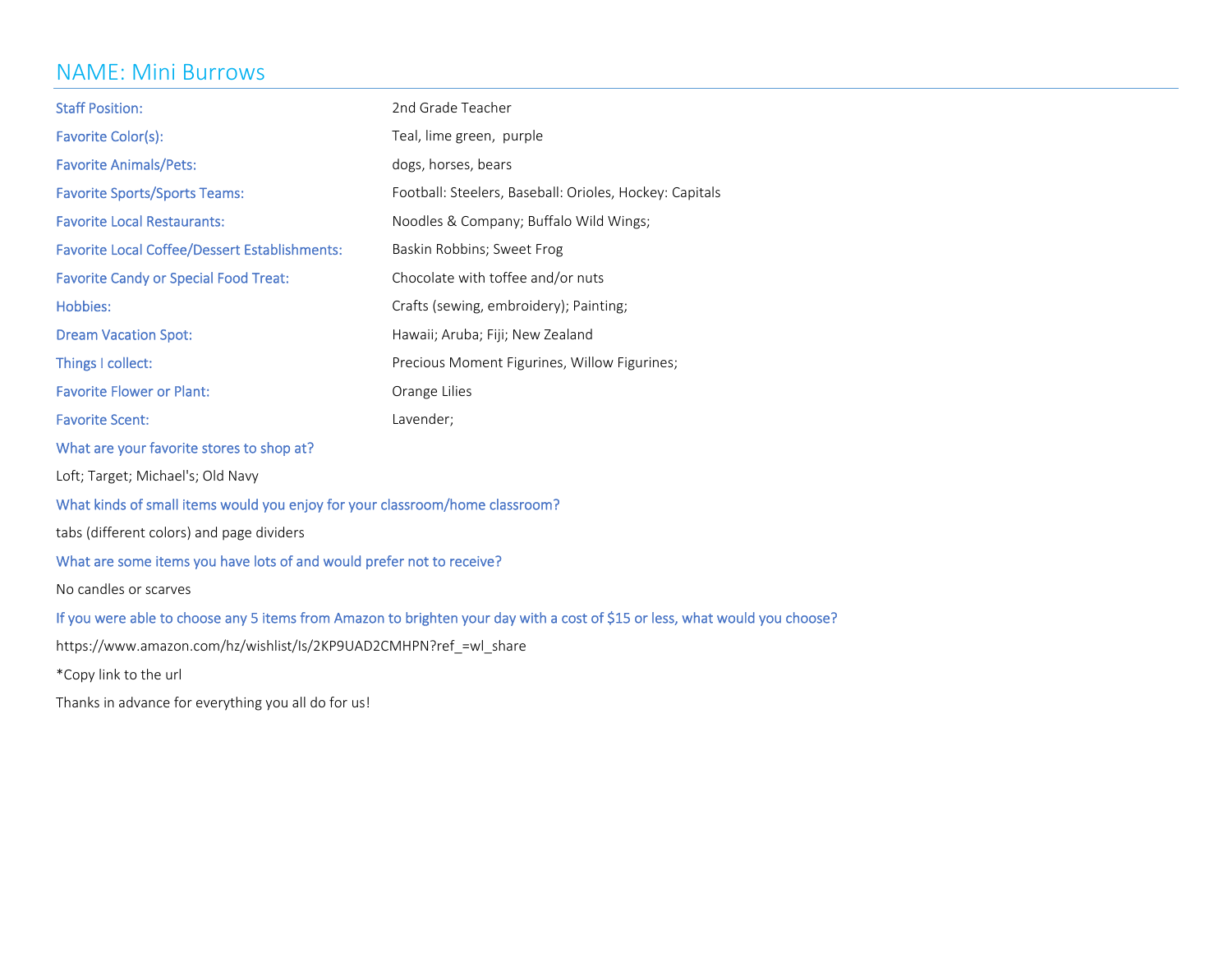# NAME: Mini Burrows

| | |
|---|---|
| Staff Position: | 2nd Grade Teacher |
| Favorite Color(s): | Teal, lime green, purple |
| Favorite Animals/Pets: | dogs, horses, bears |
| Favorite Sports/Sports Teams: | Football: Steelers, Baseball: Orioles, Hockey: Capitals |
| Favorite Local Restaurants: | Noodles & Company; Buffalo Wild Wings; |
| Favorite Local Coffee/Dessert Establishments: | Baskin Robbins; Sweet Frog |
| Favorite Candy or Special Food Treat: | Chocolate with toffee and/or nuts |
| Hobbies: | Crafts (sewing, embroidery); Painting; |
| Dream Vacation Spot: | Hawaii; Aruba; Fiji; New Zealand |
| Things I collect: | Precious Moment Figurines, Willow Figurines; |
| Favorite Flower or Plant: | Orange Lilies |
| Favorite Scent: | Lavender; |

What are your favorite stores to shop at?

Loft; Target; Michael's; Old Navy

What kinds of small items would you enjoy for your classroom/home classroom?

tabs (different colors) and page dividers

What are some items you have lots of and would prefer not to receive?

No candles or scarves

If you were able to choose any 5 items from Amazon to brighten your day with a cost of $15 or less, what would you choose?

https://www.amazon.com/hz/wishlist/ls/2KP9UAD2CMHPN?ref_=wl_share

*Copy link to the url

Thanks in advance for everything you all do for us!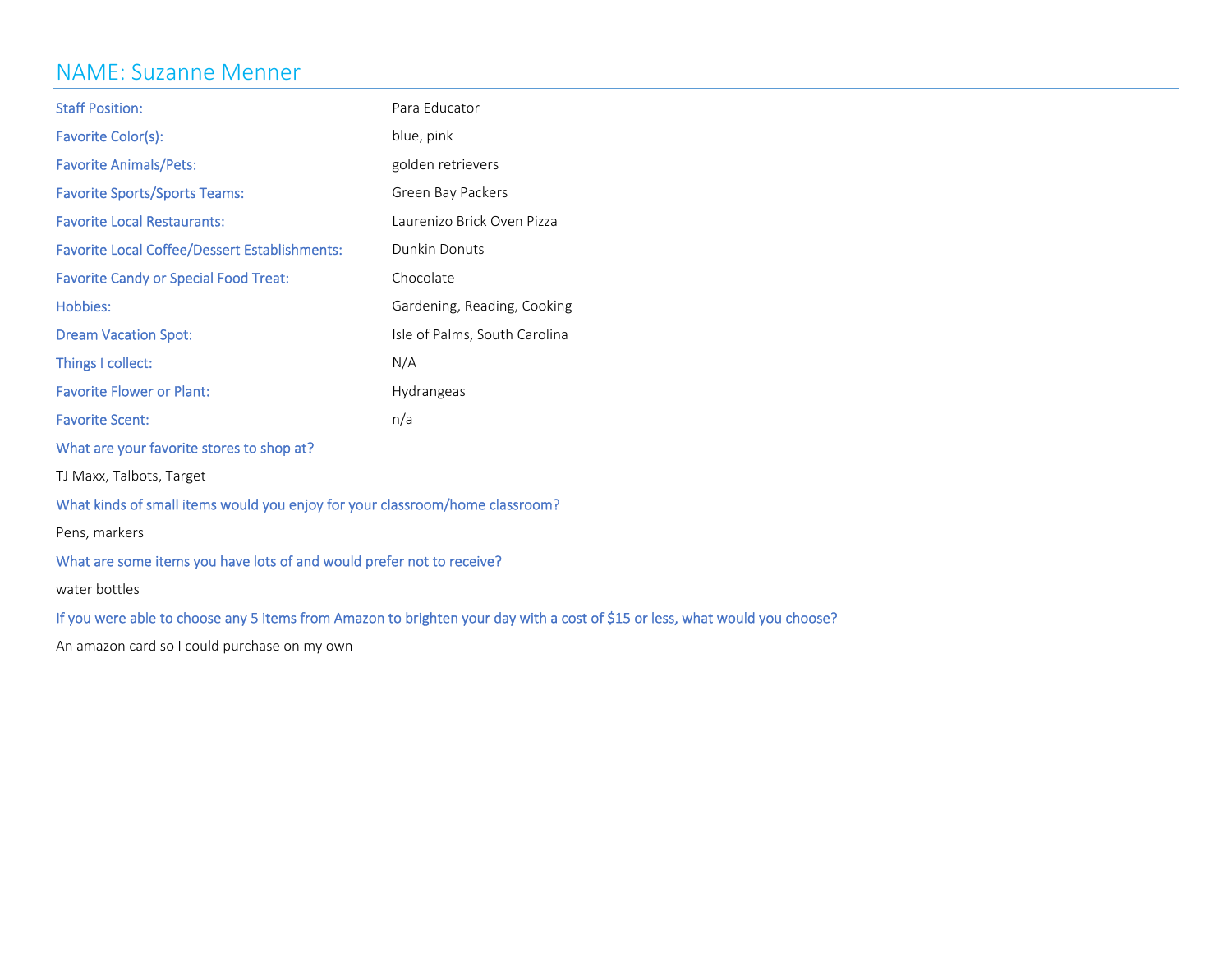# NAME: Suzanne Menner

| | |
|---|---|
| Staff Position: | Para Educator |
| Favorite Color(s): | blue, pink |
| Favorite Animals/Pets: | golden retrievers |
| Favorite Sports/Sports Teams: | Green Bay Packers |
| Favorite Local Restaurants: | Laurenizo Brick Oven Pizza |
| Favorite Local Coffee/Dessert Establishments: | Dunkin Donuts |
| Favorite Candy or Special Food Treat: | Chocolate |
| Hobbies: | Gardening, Reading, Cooking |
| Dream Vacation Spot: | Isle of Palms, South Carolina |
| Things I collect: | N/A |
| Favorite Flower or Plant: | Hydrangeas |
| Favorite Scent: | n/a |

What are your favorite stores to shop at?

TJ Maxx, Talbots, Target

What kinds of small items would you enjoy for your classroom/home classroom?

Pens, markers

What are some items you have lots of and would prefer not to receive?

water bottles

If you were able to choose any 5 items from Amazon to brighten your day with a cost of $15 or less, what would you choose?

An amazon card so I could purchase on my own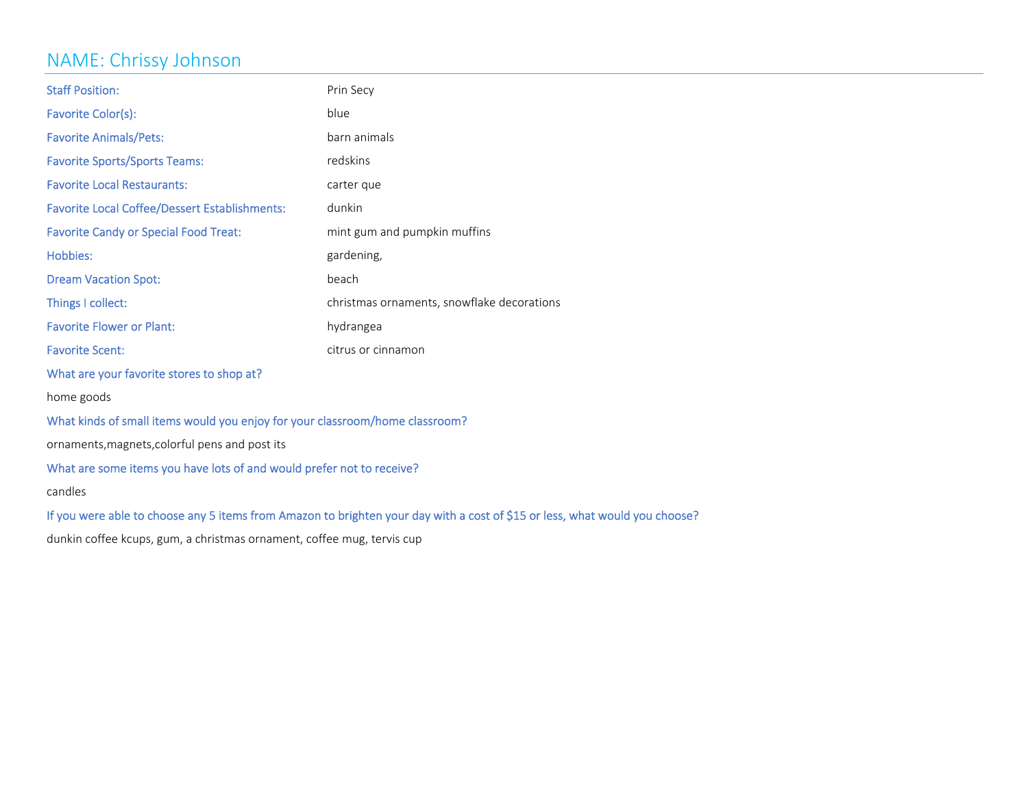## NAME: Chrissy Johnson

| | |
|---|---|
| Staff Position: | Prin Secy |
| Favorite Color(s): | blue |
| Favorite Animals/Pets: | barn animals |
| Favorite Sports/Sports Teams: | redskins |
| Favorite Local Restaurants: | carter que |
| Favorite Local Coffee/Dessert Establishments: | dunkin |
| Favorite Candy or Special Food Treat: | mint gum and pumpkin muffins |
| Hobbies: | gardening, |
| Dream Vacation Spot: | beach |
| Things I collect: | christmas ornaments, snowflake decorations |
| Favorite Flower or Plant: | hydrangea |
| Favorite Scent: | citrus or cinnamon |

What are your favorite stores to shop at?

home goods

What kinds of small items would you enjoy for your classroom/home classroom?

ornaments,magnets,colorful pens and post its

What are some items you have lots of and would prefer not to receive?

candles

If you were able to choose any 5 items from Amazon to brighten your day with a cost of $15 or less, what would you choose?

dunkin coffee kcups, gum, a christmas ornament, coffee mug, tervis cup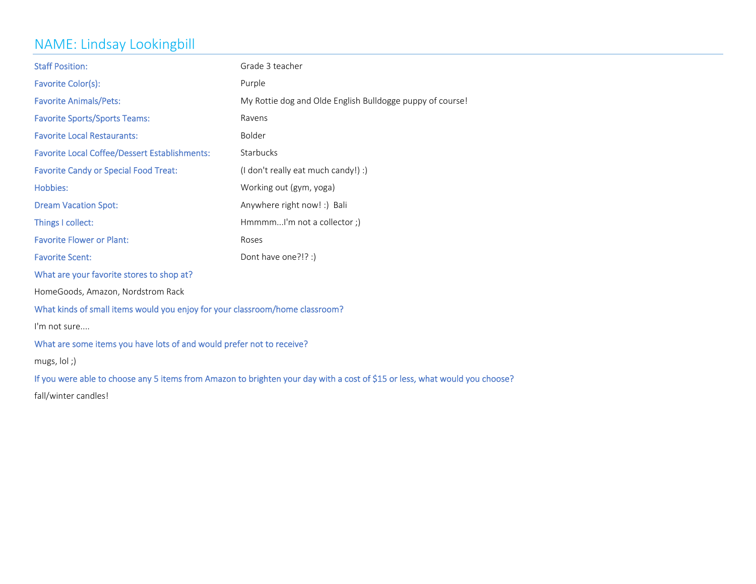# NAME: Lindsay Lookingbill

| | |
|---|---|
| Staff Position: | Grade 3 teacher |
| Favorite Color(s): | Purple |
| Favorite Animals/Pets: | My Rottie dog and Olde English Bulldogge puppy of course! |
| Favorite Sports/Sports Teams: | Ravens |
| Favorite Local Restaurants: | Bolder |
| Favorite Local Coffee/Dessert Establishments: | Starbucks |
| Favorite Candy or Special Food Treat: | (I don't really eat much candy!) :) |
| Hobbies: | Working out (gym, yoga) |
| Dream Vacation Spot: | Anywhere right now! :) Bali |
| Things I collect: | Hmmmm...I'm not a collector ;) |
| Favorite Flower or Plant: | Roses |
| Favorite Scent: | Dont have one?!? :) |

What are your favorite stores to shop at?

HomeGoods, Amazon, Nordstrom Rack

What kinds of small items would you enjoy for your classroom/home classroom?

I'm not sure....

What are some items you have lots of and would prefer not to receive?

mugs, lol ;)

If you were able to choose any 5 items from Amazon to brighten your day with a cost of $15 or less, what would you choose?

fall/winter candles!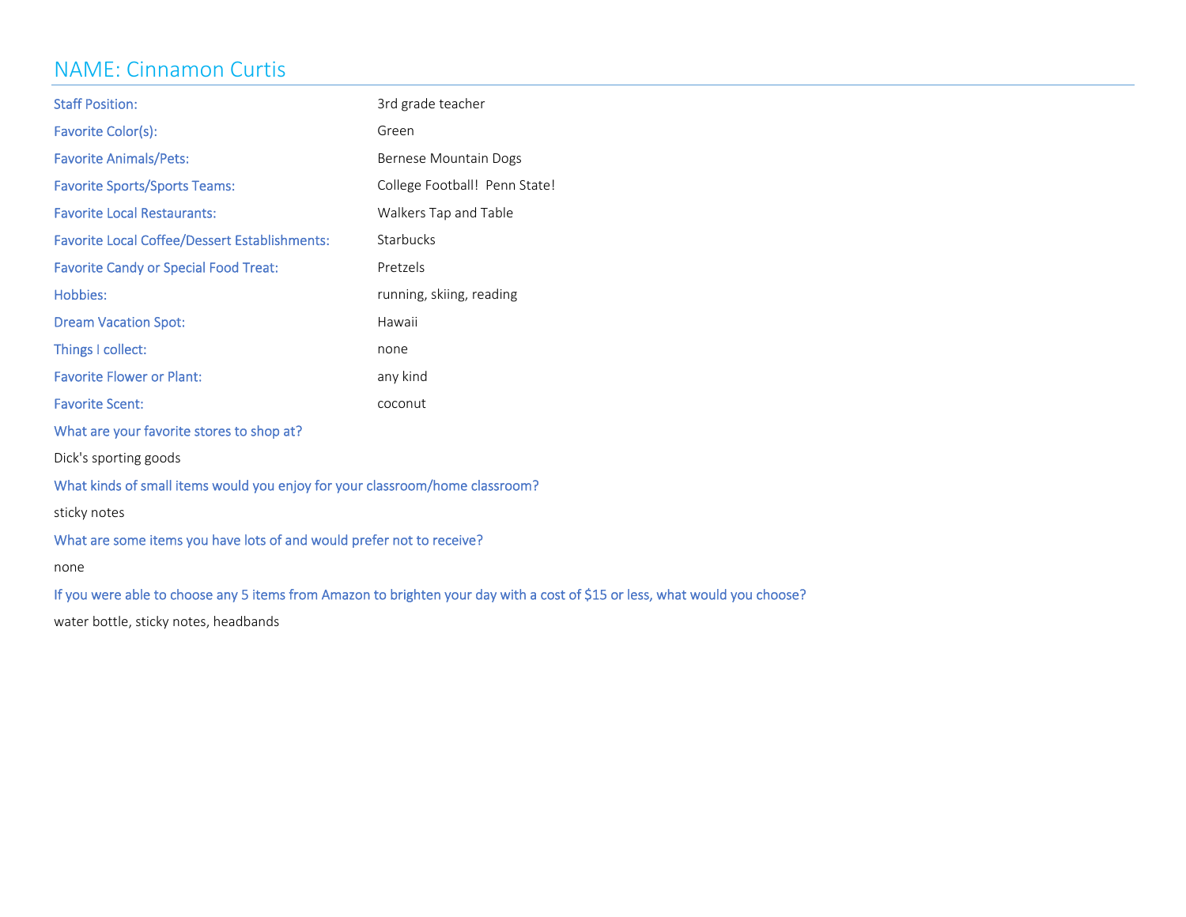# NAME: Cinnamon Curtis

| | |
|---|---|
| Staff Position: | 3rd grade teacher |
| Favorite Color(s): | Green |
| Favorite Animals/Pets: | Bernese Mountain Dogs |
| Favorite Sports/Sports Teams: | College Football! Penn State! |
| Favorite Local Restaurants: | Walkers Tap and Table |
| Favorite Local Coffee/Dessert Establishments: | Starbucks |
| Favorite Candy or Special Food Treat: | Pretzels |
| Hobbies: | running, skiing, reading |
| Dream Vacation Spot: | Hawaii |
| Things I collect: | none |
| Favorite Flower or Plant: | any kind |
| Favorite Scent: | coconut |

What are your favorite stores to shop at?

Dick's sporting goods

What kinds of small items would you enjoy for your classroom/home classroom?

sticky notes

What are some items you have lots of and would prefer not to receive?

none

If you were able to choose any 5 items from Amazon to brighten your day with a cost of $15 or less, what would you choose?

water bottle, sticky notes, headbands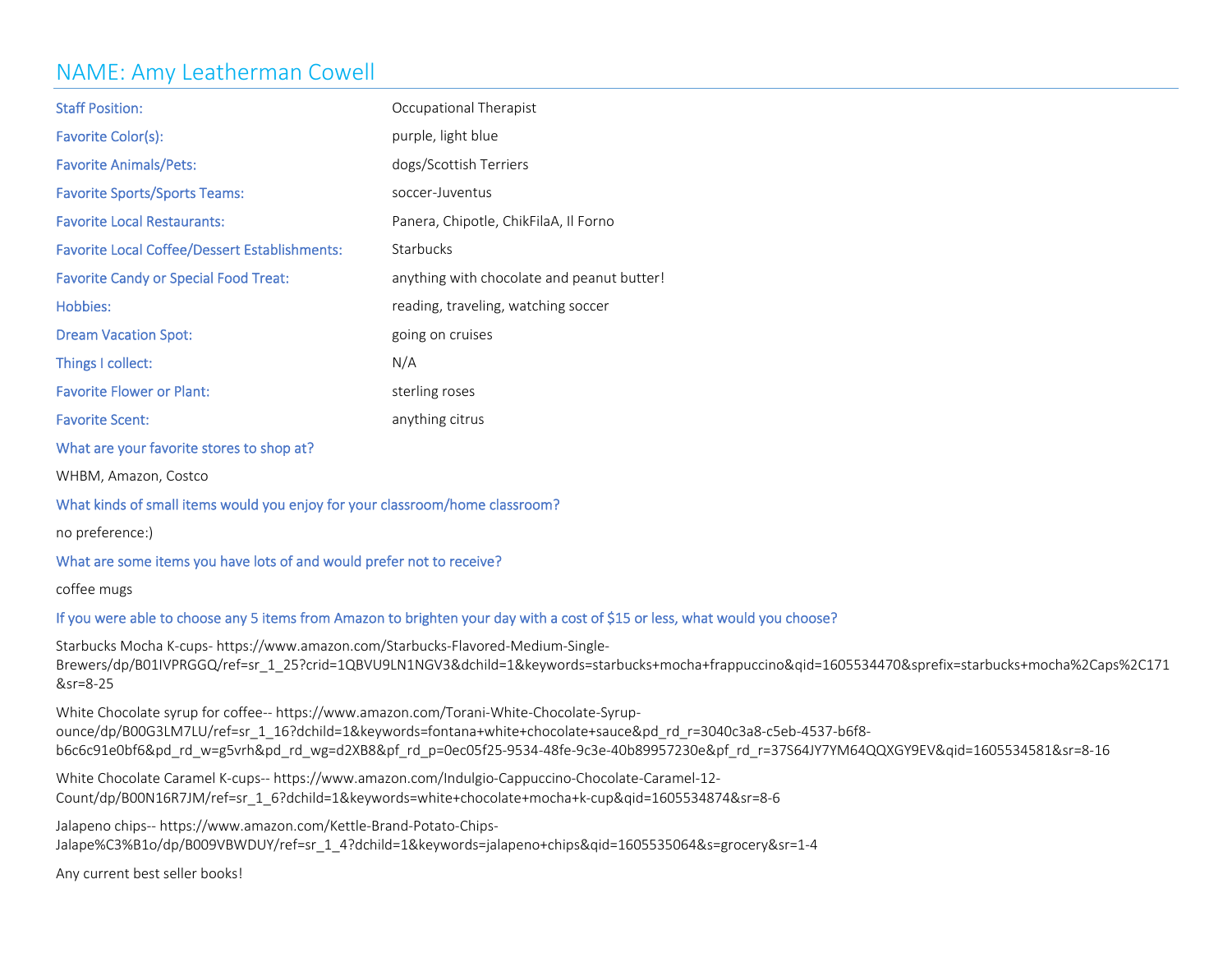# NAME: Amy Leatherman Cowell

| | |
|---|---|
| Staff Position: | Occupational Therapist |
| Favorite Color(s): | purple, light blue |
| Favorite Animals/Pets: | dogs/Scottish Terriers |
| Favorite Sports/Sports Teams: | soccer-Juventus |
| Favorite Local Restaurants: | Panera, Chipotle, ChikFilaA, Il Forno |
| Favorite Local Coffee/Dessert Establishments: | Starbucks |
| Favorite Candy or Special Food Treat: | anything with chocolate and peanut butter! |
| Hobbies: | reading, traveling, watching soccer |
| Dream Vacation Spot: | going on cruises |
| Things I collect: | N/A |
| Favorite Flower or Plant: | sterling roses |
| Favorite Scent: | anything citrus |

What are your favorite stores to shop at?

WHBM, Amazon, Costco

What kinds of small items would you enjoy for your classroom/home classroom?

no preference:)

What are some items you have lots of and would prefer not to receive?

coffee mugs

If you were able to choose any 5 items from Amazon to brighten your day with a cost of $15 or less, what would you choose?

Starbucks Mocha K-cups- https://www.amazon.com/Starbucks-Flavored-Medium-Single-Brewers/dp/B01IVPRGGQ/ref=sr_1_25?crid=1QBVU9LN1NGV3&dchild=1&keywords=starbucks+mocha+frappuccino&qid=1605534470&sprefix=starbucks+mocha%2Caps%2C171&sr=8-25

White Chocolate syrup for coffee-- https://www.amazon.com/Torani-White-Chocolate-Syrup-ounce/dp/B00G3LM7LU/ref=sr_1_16?dchild=1&keywords=fontana+white+chocolate+sauce&pd_rd_r=3040c3a8-c5eb-4537-b6f8-b6c6c91e0bf6&pd_rd_w=g5vrh&pd_rd_wg=d2XB8&pf_rd_p=0ec05f25-9534-48fe-9c3e-40b89957230e&pf_rd_r=37S64JY7YM64QQXGY9EV&qid=1605534581&sr=8-16

White Chocolate Caramel K-cups-- https://www.amazon.com/Indulgio-Cappuccino-Chocolate-Caramel-12-Count/dp/B00N16R7JM/ref=sr_1_6?dchild=1&keywords=white+chocolate+mocha+k-cup&qid=1605534874&sr=8-6

Jalapeno chips-- https://www.amazon.com/Kettle-Brand-Potato-Chips-Jalape%C3%B1o/dp/B009VBWDUY/ref=sr_1_4?dchild=1&keywords=jalapeno+chips&qid=1605535064&s=grocery&sr=1-4

Any current best seller books!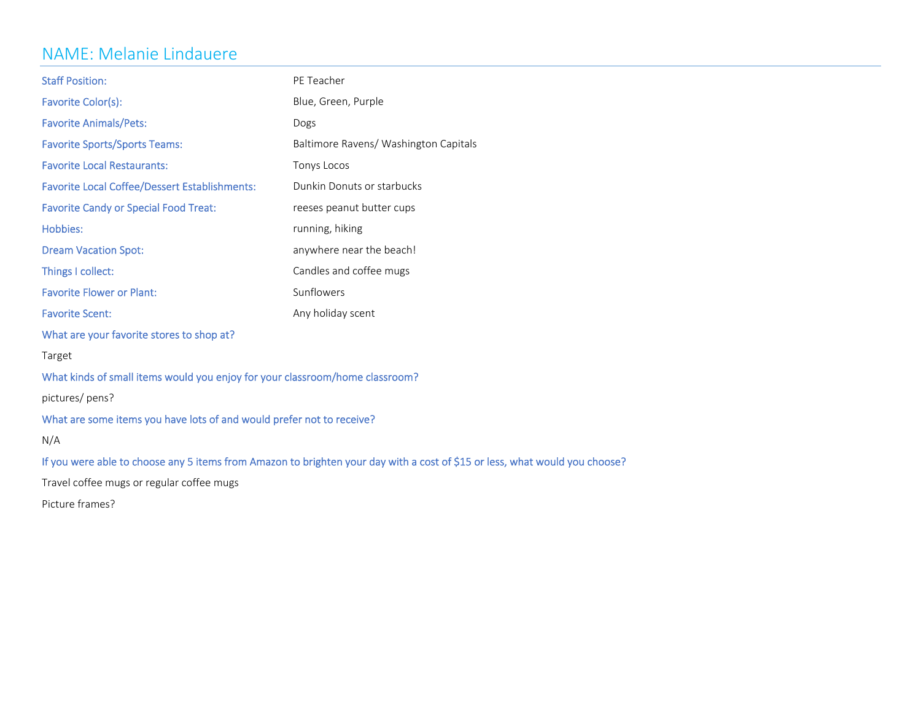# NAME: Melanie Lindauere

| | |
|---|---|
| Staff Position: | PE Teacher |
| Favorite Color(s): | Blue, Green, Purple |
| Favorite Animals/Pets: | Dogs |
| Favorite Sports/Sports Teams: | Baltimore Ravens/ Washington Capitals |
| Favorite Local Restaurants: | Tonys Locos |
| Favorite Local Coffee/Dessert Establishments: | Dunkin Donuts or starbucks |
| Favorite Candy or Special Food Treat: | reeses peanut butter cups |
| Hobbies: | running, hiking |
| Dream Vacation Spot: | anywhere near the beach! |
| Things I collect: | Candles and coffee mugs |
| Favorite Flower or Plant: | Sunflowers |
| Favorite Scent: | Any holiday scent |

What are your favorite stores to shop at?

Target

What kinds of small items would you enjoy for your classroom/home classroom?

pictures/ pens?

What are some items you have lots of and would prefer not to receive?

N/A

If you were able to choose any 5 items from Amazon to brighten your day with a cost of $15 or less, what would you choose?

Travel coffee mugs or regular coffee mugs

Picture frames?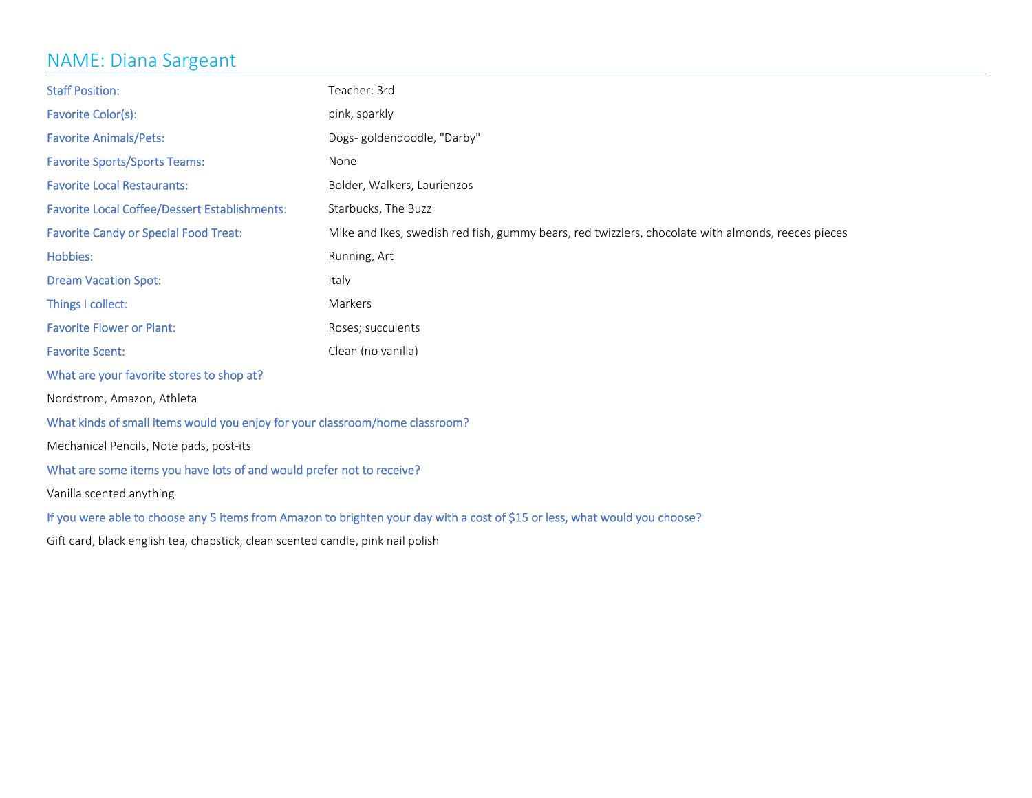# NAME: Diana Sargeant

| | |
|---|---|
| Staff Position: | Teacher: 3rd |
| Favorite Color(s): | pink, sparkly |
| Favorite Animals/Pets: | Dogs- goldendoodle, "Darby" |
| Favorite Sports/Sports Teams: | None |
| Favorite Local Restaurants: | Bolder, Walkers, Laurienzos |
| Favorite Local Coffee/Dessert Establishments: | Starbucks, The Buzz |
| Favorite Candy or Special Food Treat: | Mike and Ikes, swedish red fish, gummy bears, red twizzlers, chocolate with almonds, reeces pieces |
| Hobbies: | Running, Art |
| Dream Vacation Spot: | Italy |
| Things I collect: | Markers |
| Favorite Flower or Plant: | Roses; succulents |
| Favorite Scent: | Clean (no vanilla) |

What are your favorite stores to shop at?

Nordstrom, Amazon, Athleta

What kinds of small items would you enjoy for your classroom/home classroom?

Mechanical Pencils, Note pads, post-its

What are some items you have lots of and would prefer not to receive?

Vanilla scented anything

If you were able to choose any 5 items from Amazon to brighten your day with a cost of $15 or less, what would you choose?

Gift card, black english tea, chapstick, clean scented candle, pink nail polish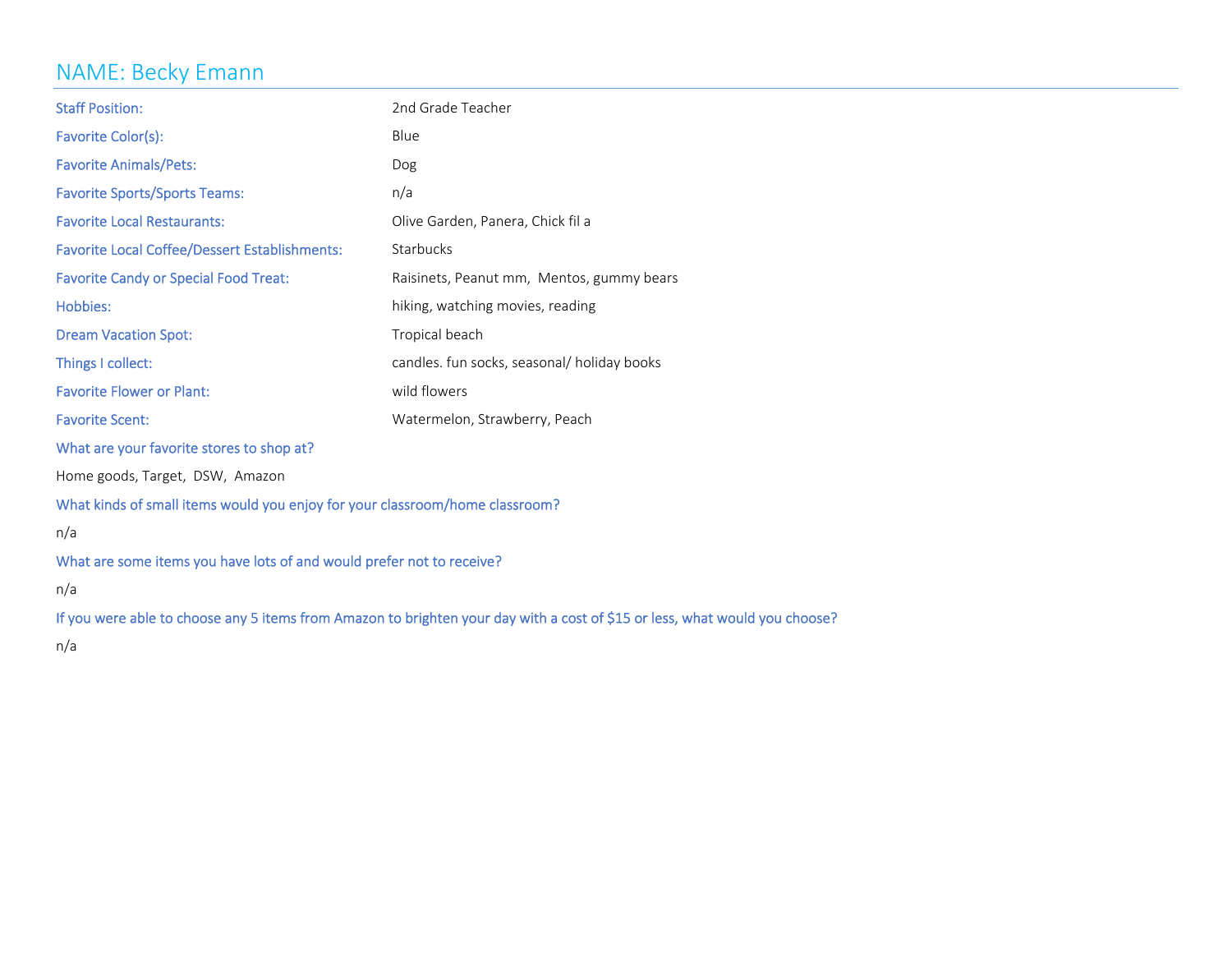# NAME: Becky Emann

| | |
|---|---|
| Staff Position: | 2nd Grade Teacher |
| Favorite Color(s): | Blue |
| Favorite Animals/Pets: | Dog |
| Favorite Sports/Sports Teams: | n/a |
| Favorite Local Restaurants: | Olive Garden, Panera, Chick fil a |
| Favorite Local Coffee/Dessert Establishments: | Starbucks |
| Favorite Candy or Special Food Treat: | Raisinets, Peanut mm, Mentos, gummy bears |
| Hobbies: | hiking, watching movies, reading |
| Dream Vacation Spot: | Tropical beach |
| Things I collect: | candles. fun socks, seasonal/ holiday books |
| Favorite Flower or Plant: | wild flowers |
| Favorite Scent: | Watermelon, Strawberry, Peach |

What are your favorite stores to shop at?

Home goods, Target, DSW, Amazon

What kinds of small items would you enjoy for your classroom/home classroom?

n/a

What are some items you have lots of and would prefer not to receive?

n/a

If you were able to choose any 5 items from Amazon to brighten your day with a cost of $15 or less, what would you choose?

n/a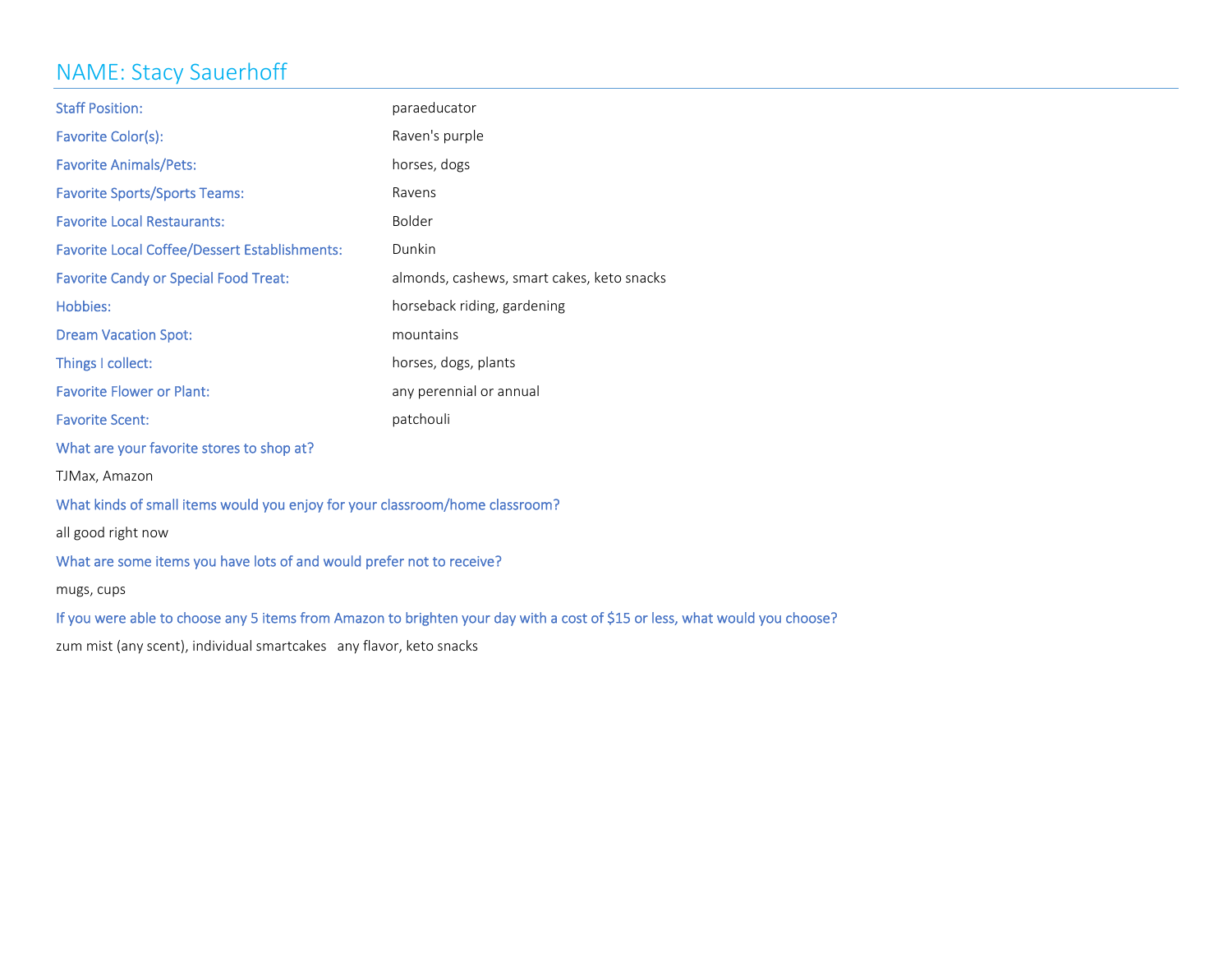# NAME: Stacy Sauerhoff

| | |
|---|---|
| Staff Position: | paraeducator |
| Favorite Color(s): | Raven's purple |
| Favorite Animals/Pets: | horses, dogs |
| Favorite Sports/Sports Teams: | Ravens |
| Favorite Local Restaurants: | Bolder |
| Favorite Local Coffee/Dessert Establishments: | Dunkin |
| Favorite Candy or Special Food Treat: | almonds, cashews, smart cakes, keto snacks |
| Hobbies: | horseback riding, gardening |
| Dream Vacation Spot: | mountains |
| Things I collect: | horses, dogs, plants |
| Favorite Flower or Plant: | any perennial or annual |
| Favorite Scent: | patchouli |

What are your favorite stores to shop at?

TJMax, Amazon

What kinds of small items would you enjoy for your classroom/home classroom?

all good right now

What are some items you have lots of and would prefer not to receive?

mugs, cups

If you were able to choose any 5 items from Amazon to brighten your day with a cost of $15 or less, what would you choose?

zum mist (any scent), individual smartcakes any flavor, keto snacks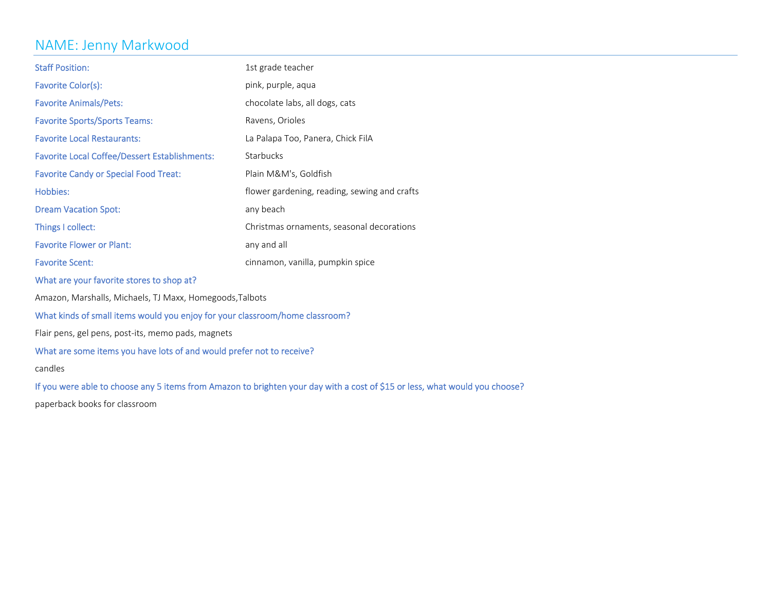# NAME: Jenny Markwood

| | |
|---|---|
| Staff Position: | 1st grade teacher |
| Favorite Color(s): | pink, purple, aqua |
| Favorite Animals/Pets: | chocolate labs, all dogs, cats |
| Favorite Sports/Sports Teams: | Ravens, Orioles |
| Favorite Local Restaurants: | La Palapa Too, Panera, Chick FilA |
| Favorite Local Coffee/Dessert Establishments: | Starbucks |
| Favorite Candy or Special Food Treat: | Plain M&M's, Goldfish |
| Hobbies: | flower gardening, reading, sewing and crafts |
| Dream Vacation Spot: | any beach |
| Things I collect: | Christmas ornaments, seasonal decorations |
| Favorite Flower or Plant: | any and all |
| Favorite Scent: | cinnamon, vanilla, pumpkin spice |

What are your favorite stores to shop at?

Amazon, Marshalls, Michaels, TJ Maxx, Homegoods,Talbots

What kinds of small items would you enjoy for your classroom/home classroom?

Flair pens, gel pens, post-its, memo pads, magnets

What are some items you have lots of and would prefer not to receive?

candles

If you were able to choose any 5 items from Amazon to brighten your day with a cost of $15 or less, what would you choose?

paperback books for classroom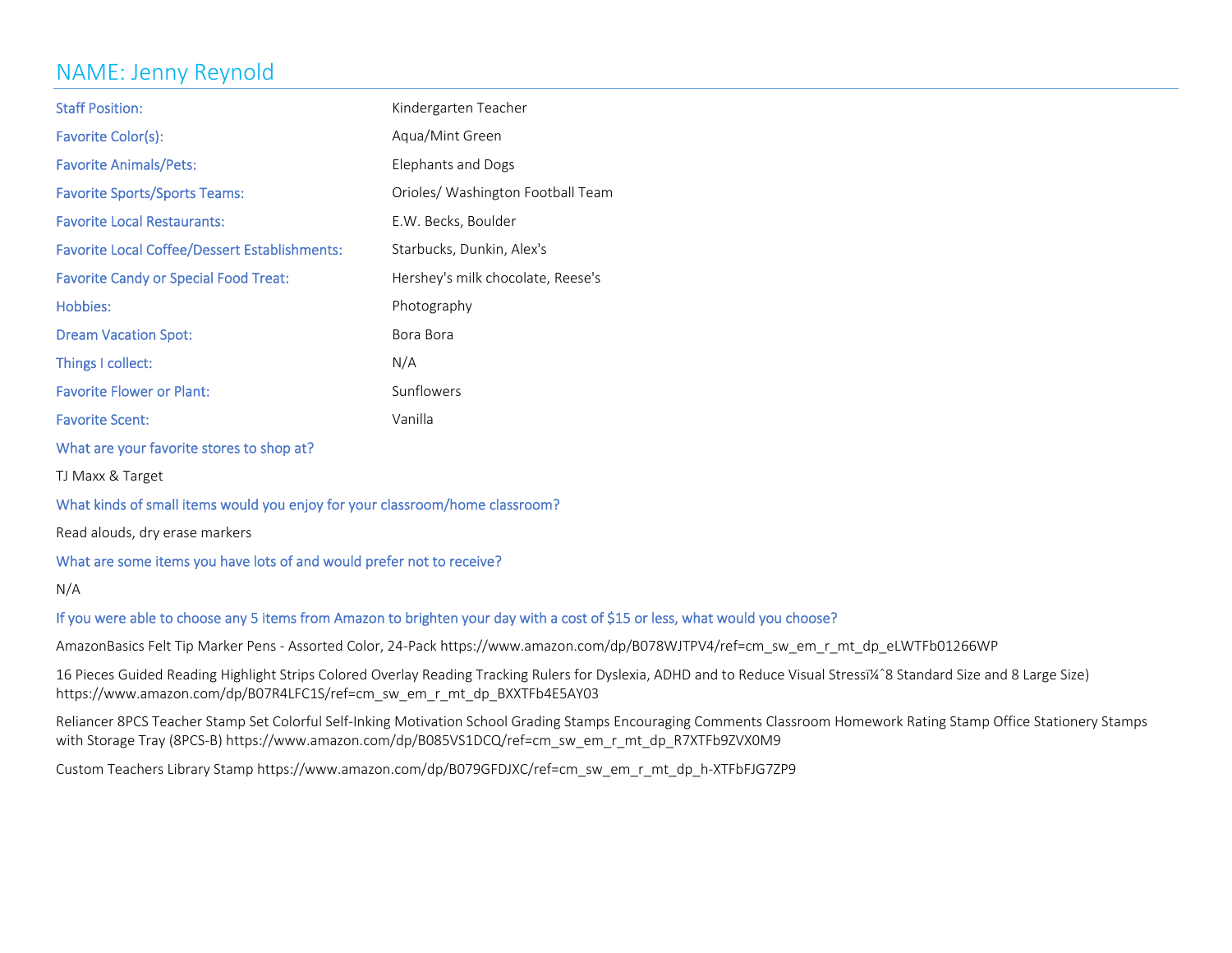# NAME: Jenny Reynold

| | |
|---|---|
| Staff Position: | Kindergarten Teacher |
| Favorite Color(s): | Aqua/Mint Green |
| Favorite Animals/Pets: | Elephants and Dogs |
| Favorite Sports/Sports Teams: | Orioles/ Washington Football Team |
| Favorite Local Restaurants: | E.W. Becks, Boulder |
| Favorite Local Coffee/Dessert Establishments: | Starbucks, Dunkin, Alex's |
| Favorite Candy or Special Food Treat: | Hershey's milk chocolate, Reese's |
| Hobbies: | Photography |
| Dream Vacation Spot: | Bora Bora |
| Things I collect: | N/A |
| Favorite Flower or Plant: | Sunflowers |
| Favorite Scent: | Vanilla |

What are your favorite stores to shop at?

TJ Maxx & Target

What kinds of small items would you enjoy for your classroom/home classroom?

Read alouds, dry erase markers

What are some items you have lots of and would prefer not to receive?

N/A

If you were able to choose any 5 items from Amazon to brighten your day with a cost of $15 or less, what would you choose?

AmazonBasics Felt Tip Marker Pens - Assorted Color, 24-Pack https://www.amazon.com/dp/B078WJTPV4/ref=cm_sw_em_r_mt_dp_eLWTFb01266WP

16 Pieces Guided Reading Highlight Strips Colored Overlay Reading Tracking Rulers for Dyslexia, ADHD and to Reduce Visual Stressï¼ˆ8 Standard Size and 8 Large Size) https://www.amazon.com/dp/B07R4LFC1S/ref=cm_sw_em_r_mt_dp_BXXTFb4E5AY03

Reliancer 8PCS Teacher Stamp Set Colorful Self-Inking Motivation School Grading Stamps Encouraging Comments Classroom Homework Rating Stamp Office Stationery Stamps with Storage Tray (8PCS-B) https://www.amazon.com/dp/B085VS1DCQ/ref=cm_sw_em_r_mt_dp_R7XTFb9ZVX0M9

Custom Teachers Library Stamp https://www.amazon.com/dp/B079GFDJXC/ref=cm_sw_em_r_mt_dp_h-XTFbFJG7ZP9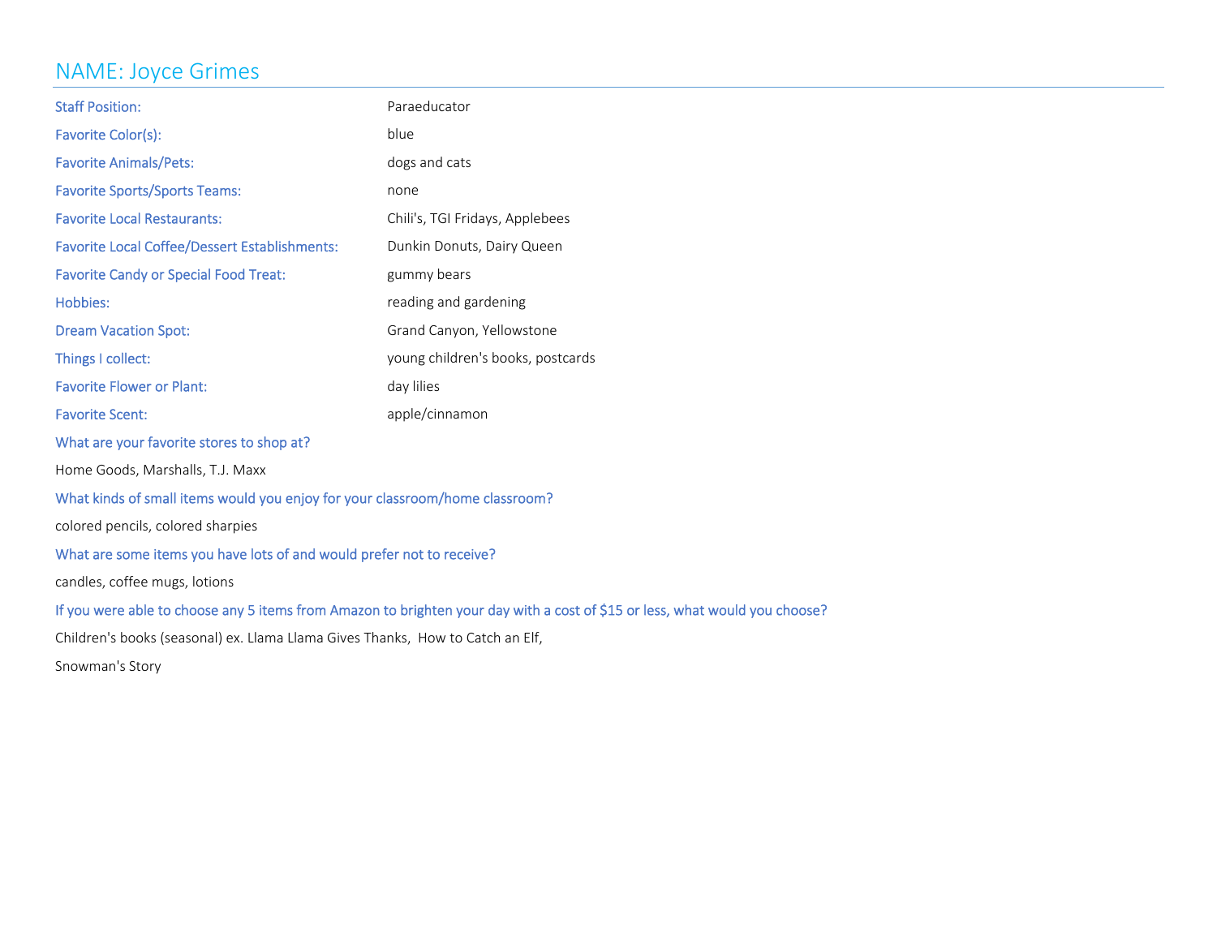# NAME: Joyce Grimes

| | |
|---|---|
| Staff Position: | Paraeducator |
| Favorite Color(s): | blue |
| Favorite Animals/Pets: | dogs and cats |
| Favorite Sports/Sports Teams: | none |
| Favorite Local Restaurants: | Chili's, TGI Fridays, Applebees |
| Favorite Local Coffee/Dessert Establishments: | Dunkin Donuts, Dairy Queen |
| Favorite Candy or Special Food Treat: | gummy bears |
| Hobbies: | reading and gardening |
| Dream Vacation Spot: | Grand Canyon, Yellowstone |
| Things I collect: | young children's books, postcards |
| Favorite Flower or Plant: | day lilies |
| Favorite Scent: | apple/cinnamon |

What are your favorite stores to shop at?

Home Goods, Marshalls, T.J. Maxx

What kinds of small items would you enjoy for your classroom/home classroom?

colored pencils, colored sharpies

What are some items you have lots of and would prefer not to receive?

candles, coffee mugs, lotions

If you were able to choose any 5 items from Amazon to brighten your day with a cost of $15 or less, what would you choose?

Children's books (seasonal) ex. Llama Llama Gives Thanks, How to Catch an Elf,

Snowman's Story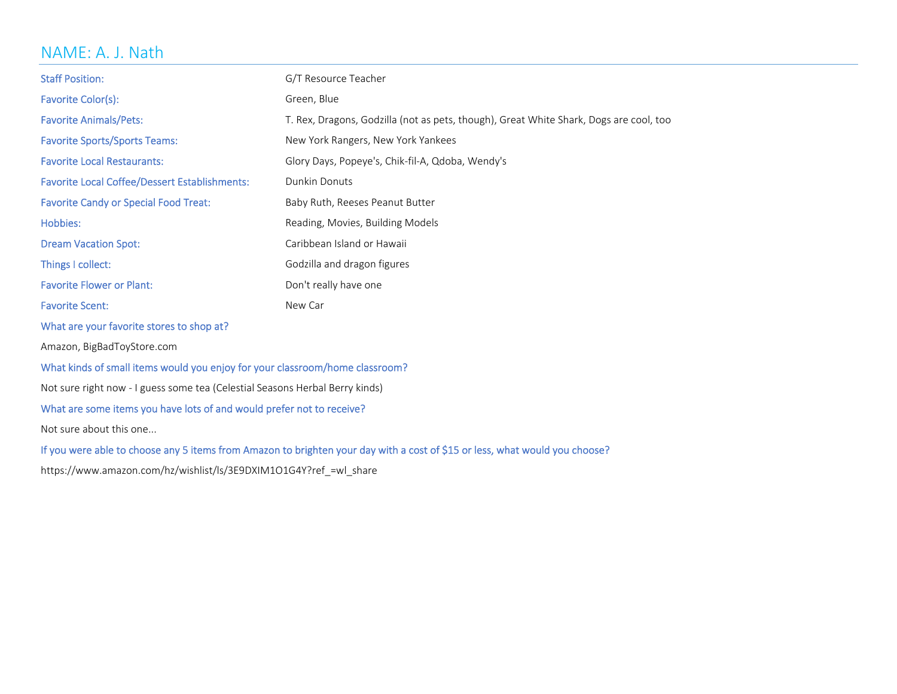## NAME: A. J. Nath

| | |
|---|---|
| Staff Position: | G/T Resource Teacher |
| Favorite Color(s): | Green, Blue |
| Favorite Animals/Pets: | T. Rex, Dragons, Godzilla (not as pets, though), Great White Shark, Dogs are cool, too |
| Favorite Sports/Sports Teams: | New York Rangers, New York Yankees |
| Favorite Local Restaurants: | Glory Days, Popeye's, Chik-fil-A, Qdoba, Wendy's |
| Favorite Local Coffee/Dessert Establishments: | Dunkin Donuts |
| Favorite Candy or Special Food Treat: | Baby Ruth, Reeses Peanut Butter |
| Hobbies: | Reading, Movies, Building Models |
| Dream Vacation Spot: | Caribbean Island or Hawaii |
| Things I collect: | Godzilla and dragon figures |
| Favorite Flower or Plant: | Don't really have one |
| Favorite Scent: | New Car |

What are your favorite stores to shop at?

Amazon, BigBadToyStore.com

What kinds of small items would you enjoy for your classroom/home classroom?

Not sure right now - I guess some tea (Celestial Seasons Herbal Berry kinds)

What are some items you have lots of and would prefer not to receive?

Not sure about this one...

If you were able to choose any 5 items from Amazon to brighten your day with a cost of $15 or less, what would you choose?

https://www.amazon.com/hz/wishlist/ls/3E9DXIM1O1G4Y?ref_=wl_share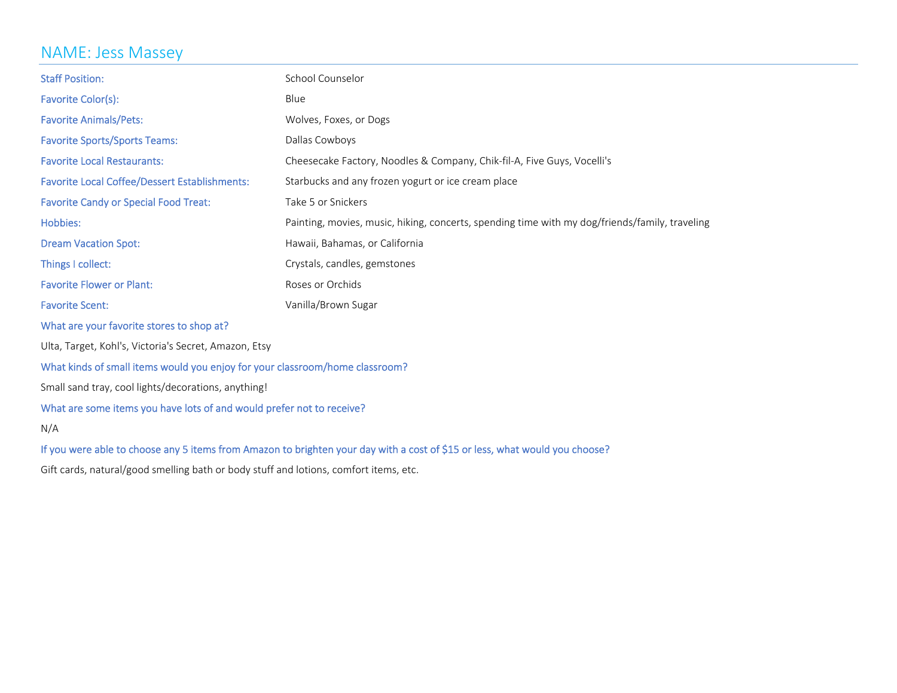# NAME: Jess Massey

| | |
|---|---|
| Staff Position: | School Counselor |
| Favorite Color(s): | Blue |
| Favorite Animals/Pets: | Wolves, Foxes, or Dogs |
| Favorite Sports/Sports Teams: | Dallas Cowboys |
| Favorite Local Restaurants: | Cheesecake Factory, Noodles & Company, Chik-fil-A, Five Guys, Vocelli's |
| Favorite Local Coffee/Dessert Establishments: | Starbucks and any frozen yogurt or ice cream place |
| Favorite Candy or Special Food Treat: | Take 5 or Snickers |
| Hobbies: | Painting, movies, music, hiking, concerts, spending time with my dog/friends/family, traveling |
| Dream Vacation Spot: | Hawaii, Bahamas, or California |
| Things I collect: | Crystals, candles, gemstones |
| Favorite Flower or Plant: | Roses or Orchids |
| Favorite Scent: | Vanilla/Brown Sugar |

**What are your favorite stores to shop at?**

Ulta, Target, Kohl's, Victoria's Secret, Amazon, Etsy

**What kinds of small items would you enjoy for your classroom/home classroom?**

Small sand tray, cool lights/decorations, anything!

**What are some items you have lots of and would prefer not to receive?**

N/A

**If you were able to choose any 5 items from Amazon to brighten your day with a cost of $15 or less, what would you choose?**

Gift cards, natural/good smelling bath or body stuff and lotions, comfort items, etc.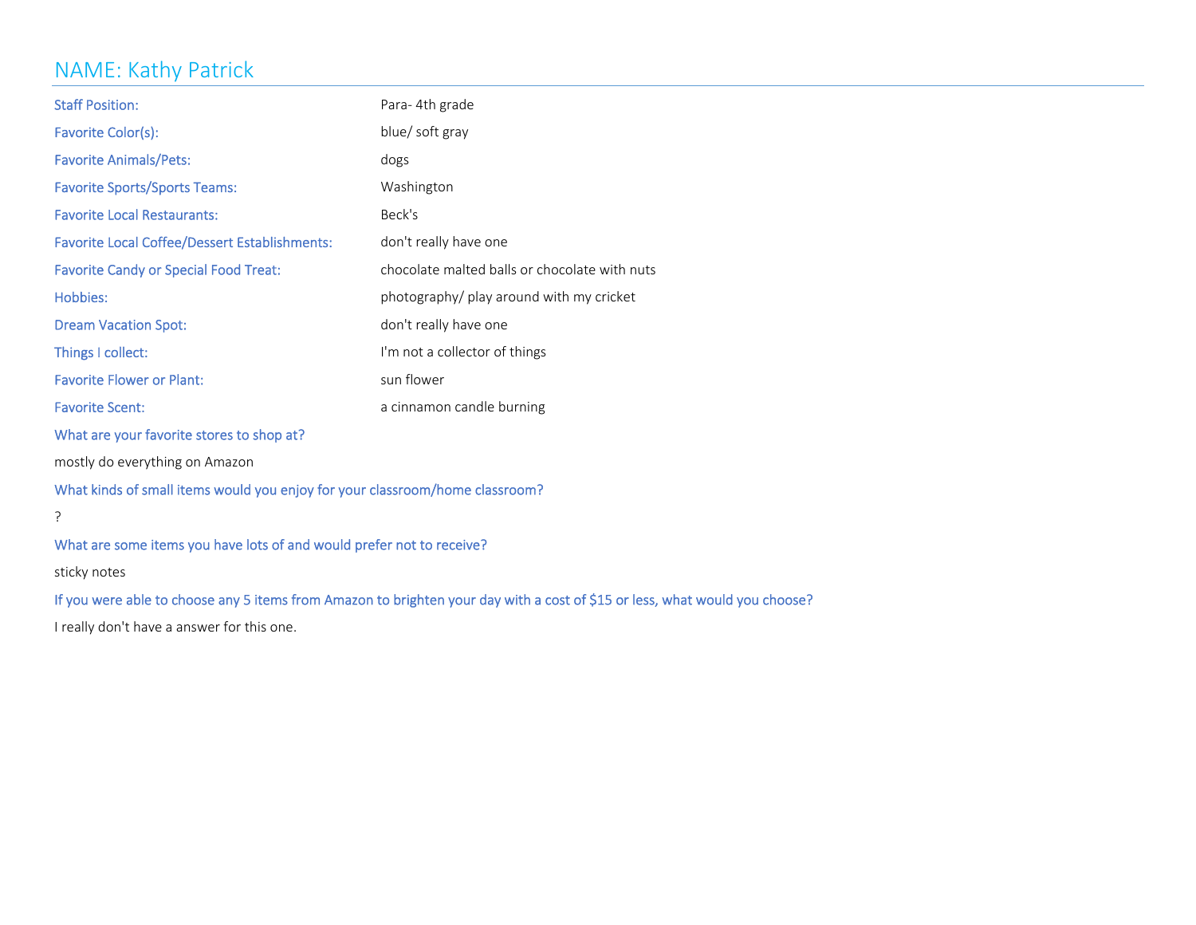# NAME: Kathy Patrick

| | |
|---|---|
| Staff Position: | Para- 4th grade |
| Favorite Color(s): | blue/ soft gray |
| Favorite Animals/Pets: | dogs |
| Favorite Sports/Sports Teams: | Washington |
| Favorite Local Restaurants: | Beck's |
| Favorite Local Coffee/Dessert Establishments: | don't really have one |
| Favorite Candy or Special Food Treat: | chocolate malted balls or chocolate with nuts |
| Hobbies: | photography/ play around with my cricket |
| Dream Vacation Spot: | don't really have one |
| Things I collect: | I'm not a collector of things |
| Favorite Flower or Plant: | sun flower |
| Favorite Scent: | a cinnamon candle burning |

What are your favorite stores to shop at?

mostly do everything on Amazon

What kinds of small items would you enjoy for your classroom/home classroom?

?

What are some items you have lots of and would prefer not to receive?

sticky notes

If you were able to choose any 5 items from Amazon to brighten your day with a cost of $15 or less, what would you choose?

I really don't have a answer for this one.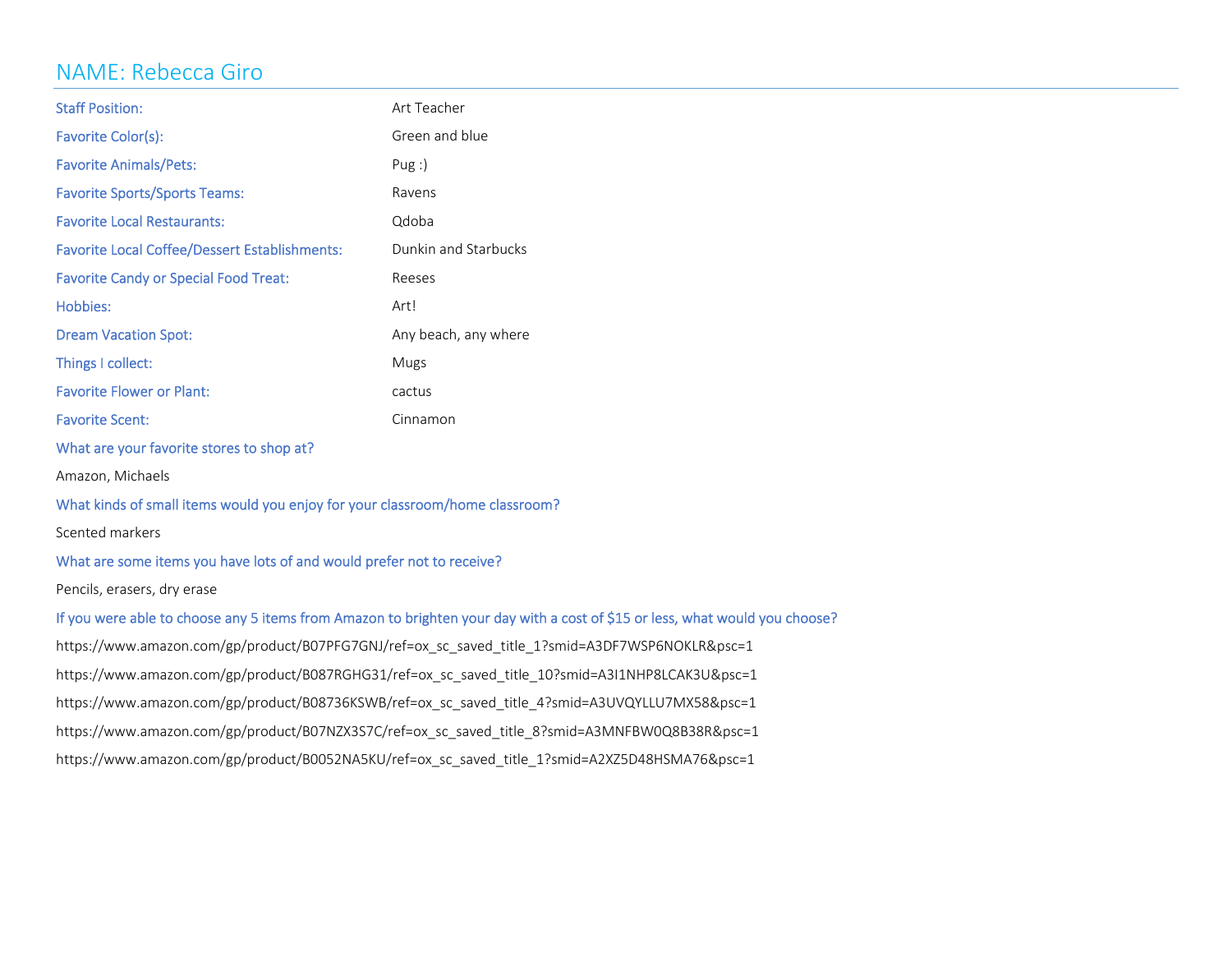# NAME: Rebecca Giro

| | |
|---|---|
| Staff Position: | Art Teacher |
| Favorite Color(s): | Green and blue |
| Favorite Animals/Pets: | Pug :) |
| Favorite Sports/Sports Teams: | Ravens |
| Favorite Local Restaurants: | Qdoba |
| Favorite Local Coffee/Dessert Establishments: | Dunkin and Starbucks |
| Favorite Candy or Special Food Treat: | Reeses |
| Hobbies: | Art! |
| Dream Vacation Spot: | Any beach, any where |
| Things I collect: | Mugs |
| Favorite Flower or Plant: | cactus |
| Favorite Scent: | Cinnamon |

What are your favorite stores to shop at?

Amazon, Michaels

What kinds of small items would you enjoy for your classroom/home classroom?

Scented markers

What are some items you have lots of and would prefer not to receive?

Pencils, erasers, dry erase

If you were able to choose any 5 items from Amazon to brighten your day with a cost of $15 or less, what would you choose?

https://www.amazon.com/gp/product/B07PFG7GNJ/ref=ox_sc_saved_title_1?smid=A3DF7WSP6NOKLR&psc=1

https://www.amazon.com/gp/product/B087RGHG31/ref=ox_sc_saved_title_10?smid=A3I1NHP8LCAK3U&psc=1

https://www.amazon.com/gp/product/B08736KSWB/ref=ox_sc_saved_title_4?smid=A3UVQYLLU7MX58&psc=1

https://www.amazon.com/gp/product/B07NZX3S7C/ref=ox_sc_saved_title_8?smid=A3MNFBW0Q8B38R&psc=1

https://www.amazon.com/gp/product/B0052NA5KU/ref=ox_sc_saved_title_1?smid=A2XZ5D48HSMA76&psc=1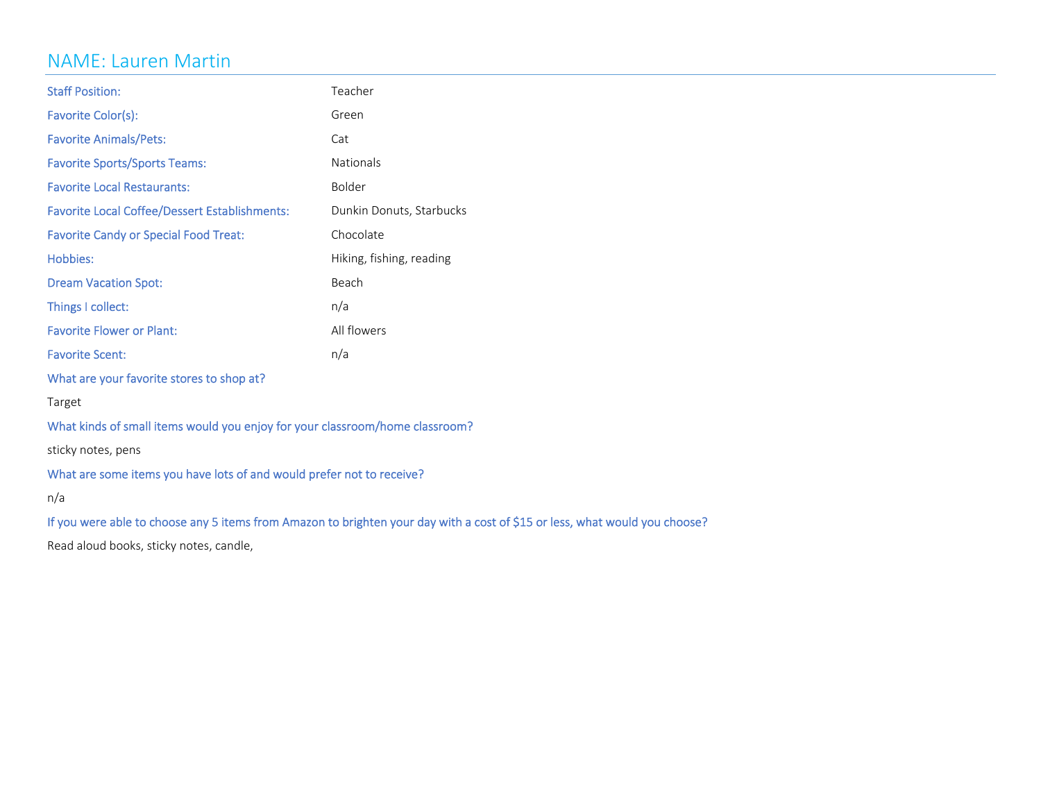# NAME: Lauren Martin

| | |
|---|---|
| Staff Position: | Teacher |
| Favorite Color(s): | Green |
| Favorite Animals/Pets: | Cat |
| Favorite Sports/Sports Teams: | Nationals |
| Favorite Local Restaurants: | Bolder |
| Favorite Local Coffee/Dessert Establishments: | Dunkin Donuts, Starbucks |
| Favorite Candy or Special Food Treat: | Chocolate |
| Hobbies: | Hiking, fishing, reading |
| Dream Vacation Spot: | Beach |
| Things I collect: | n/a |
| Favorite Flower or Plant: | All flowers |
| Favorite Scent: | n/a |

What are your favorite stores to shop at?

Target

What kinds of small items would you enjoy for your classroom/home classroom?

sticky notes, pens

What are some items you have lots of and would prefer not to receive?

n/a

If you were able to choose any 5 items from Amazon to brighten your day with a cost of $15 or less, what would you choose?

Read aloud books, sticky notes, candle,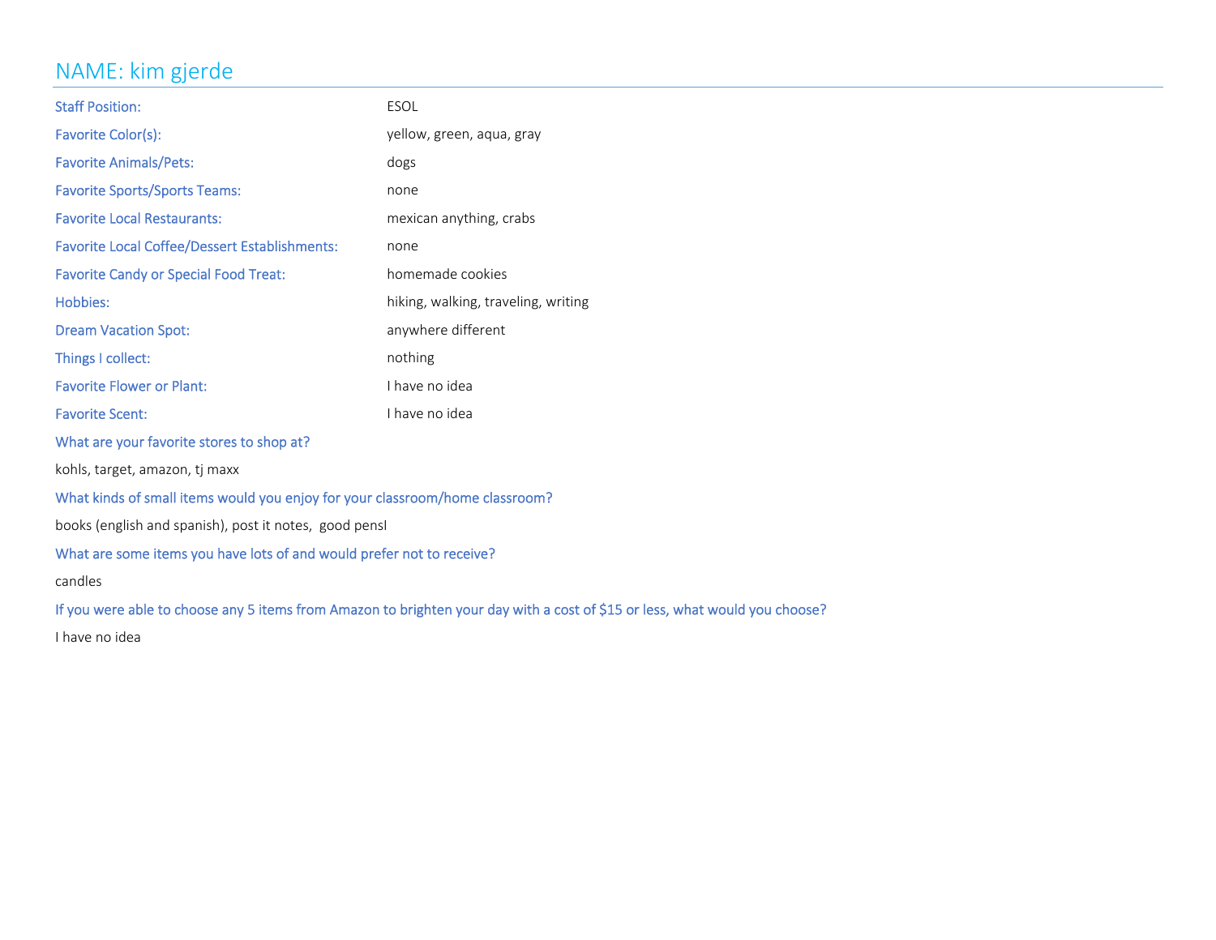# NAME: kim gjerde

| | |
|---|---|
| Staff Position: | ESOL |
| Favorite Color(s): | yellow, green, aqua, gray |
| Favorite Animals/Pets: | dogs |
| Favorite Sports/Sports Teams: | none |
| Favorite Local Restaurants: | mexican anything, crabs |
| Favorite Local Coffee/Dessert Establishments: | none |
| Favorite Candy or Special Food Treat: | homemade cookies |
| Hobbies: | hiking, walking, traveling, writing |
| Dream Vacation Spot: | anywhere different |
| Things I collect: | nothing |
| Favorite Flower or Plant: | I have no idea |
| Favorite Scent: | I have no idea |

What are your favorite stores to shop at?

kohls, target, amazon, tj maxx

What kinds of small items would you enjoy for your classroom/home classroom?

books (english and spanish), post it notes,  good pensI

What are some items you have lots of and would prefer not to receive?

candles

If you were able to choose any 5 items from Amazon to brighten your day with a cost of $15 or less, what would you choose?

I have no idea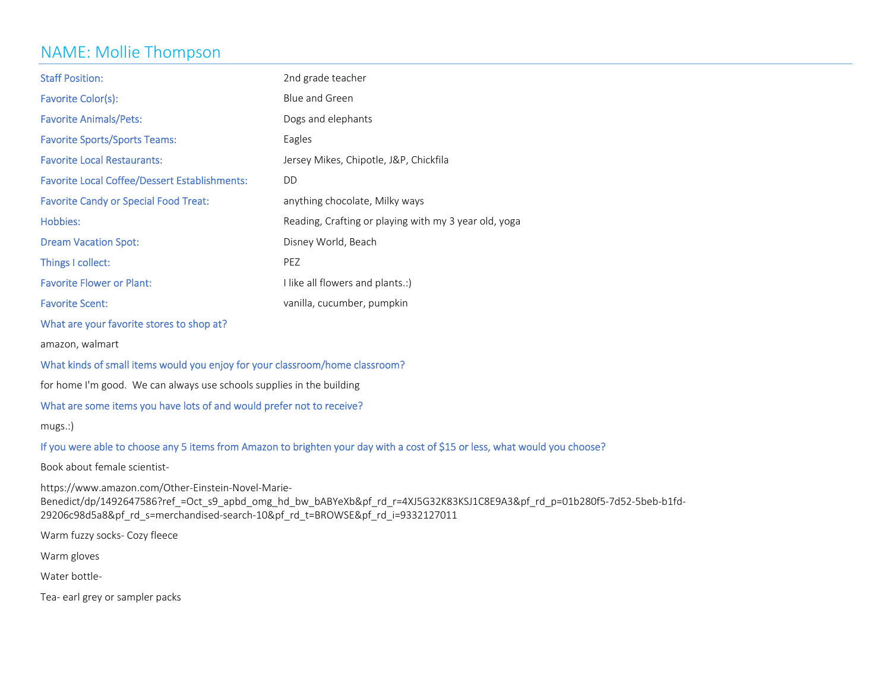# NAME: Mollie Thompson

| | |
|---|---|
| Staff Position: | 2nd grade teacher |
| Favorite Color(s): | Blue and Green |
| Favorite Animals/Pets: | Dogs and elephants |
| Favorite Sports/Sports Teams: | Eagles |
| Favorite Local Restaurants: | Jersey Mikes, Chipotle, J&P, Chickfila |
| Favorite Local Coffee/Dessert Establishments: | DD |
| Favorite Candy or Special Food Treat: | anything chocolate, Milky ways |
| Hobbies: | Reading, Crafting or playing with my 3 year old, yoga |
| Dream Vacation Spot: | Disney World, Beach |
| Things I collect: | PEZ |
| Favorite Flower or Plant: | I like all flowers and plants.:) |
| Favorite Scent: | vanilla, cucumber, pumpkin |

What are your favorite stores to shop at?

amazon, walmart

What kinds of small items would you enjoy for your classroom/home classroom?

for home I'm good. We can always use schools supplies in the building

What are some items you have lots of and would prefer not to receive?

mugs.:)

If you were able to choose any 5 items from Amazon to brighten your day with a cost of $15 or less, what would you choose?

Book about female scientist-

https://www.amazon.com/Other-Einstein-Novel-Marie-Benedict/dp/1492647586?ref_=Oct_s9_apbd_omg_hd_bw_bABYeXb&pf_rd_r=4XJ5G32K83KSJ1C8E9A3&pf_rd_p=01b280f5-7d52-5beb-b1fd-29206c98d5a8&pf_rd_s=merchandised-search-10&pf_rd_t=BROWSE&pf_rd_i=9332127011

Warm fuzzy socks- Cozy fleece

Warm gloves

Water bottle-

Tea- earl grey or sampler packs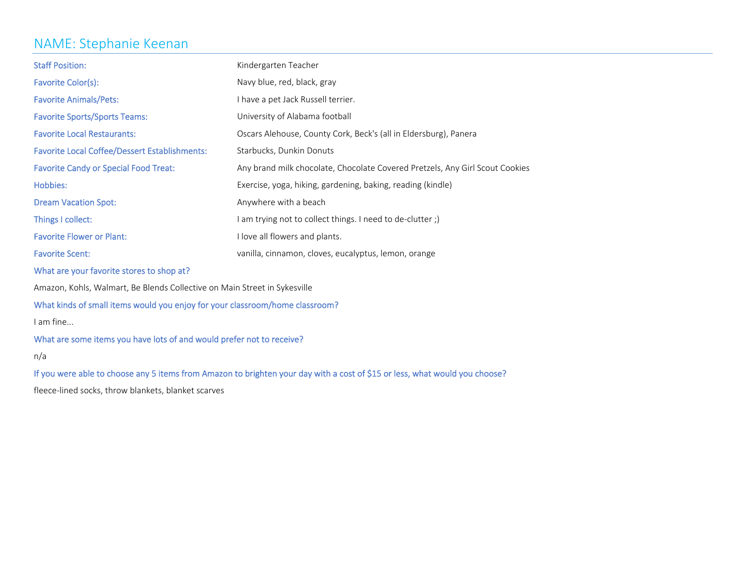# NAME: Stephanie Keenan

| | |
|---|---|
| Staff Position: | Kindergarten Teacher |
| Favorite Color(s): | Navy blue, red, black, gray |
| Favorite Animals/Pets: | I have a pet Jack Russell terrier. |
| Favorite Sports/Sports Teams: | University of Alabama football |
| Favorite Local Restaurants: | Oscars Alehouse, County Cork, Beck's (all in Eldersburg), Panera |
| Favorite Local Coffee/Dessert Establishments: | Starbucks, Dunkin Donuts |
| Favorite Candy or Special Food Treat: | Any brand milk chocolate, Chocolate Covered Pretzels, Any Girl Scout Cookies |
| Hobbies: | Exercise, yoga, hiking, gardening, baking, reading (kindle) |
| Dream Vacation Spot: | Anywhere with a beach |
| Things I collect: | I am trying not to collect things. I need to de-clutter ;) |
| Favorite Flower or Plant: | I love all flowers and plants. |
| Favorite Scent: | vanilla, cinnamon, cloves, eucalyptus, lemon, orange |

What are your favorite stores to shop at?

Amazon, Kohls, Walmart, Be Blends Collective on Main Street in Sykesville

What kinds of small items would you enjoy for your classroom/home classroom?

I am fine...

What are some items you have lots of and would prefer not to receive?

n/a

If you were able to choose any 5 items from Amazon to brighten your day with a cost of $15 or less, what would you choose?

fleece-lined socks, throw blankets, blanket scarves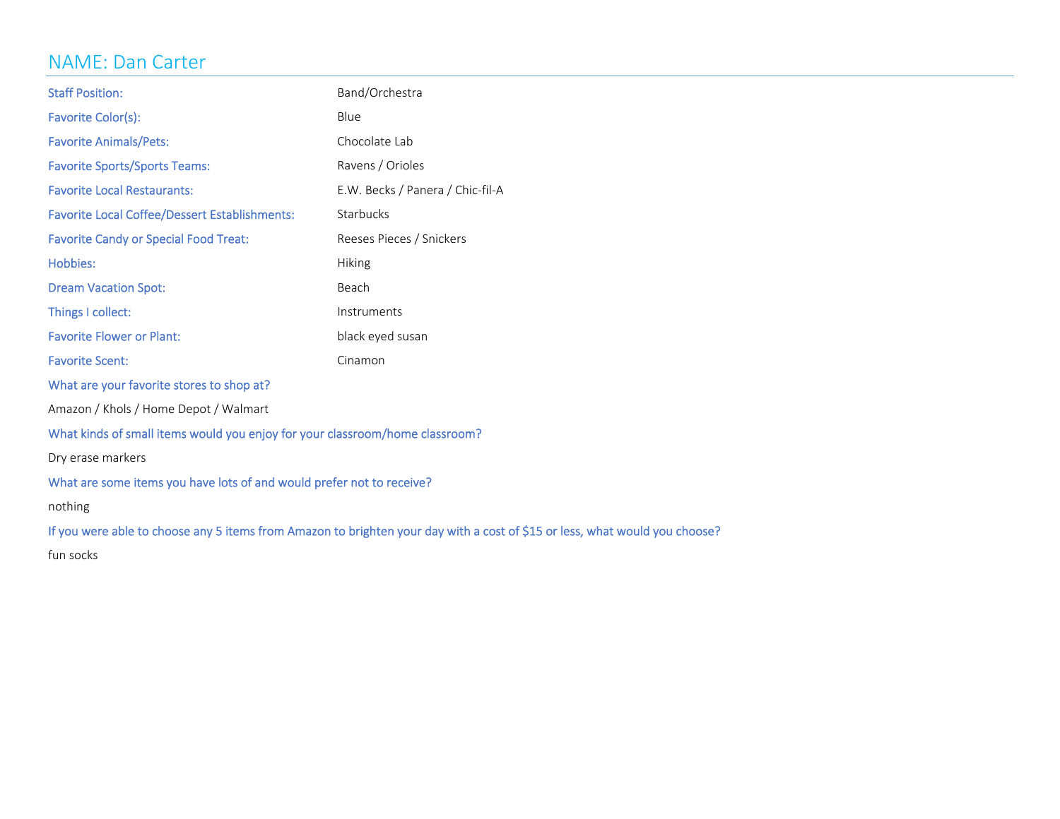# NAME: Dan Carter

| | |
|---|---|
| Staff Position: | Band/Orchestra |
| Favorite Color(s): | Blue |
| Favorite Animals/Pets: | Chocolate Lab |
| Favorite Sports/Sports Teams: | Ravens / Orioles |
| Favorite Local Restaurants: | E.W. Becks / Panera / Chic-fil-A |
| Favorite Local Coffee/Dessert Establishments: | Starbucks |
| Favorite Candy or Special Food Treat: | Reeses Pieces / Snickers |
| Hobbies: | Hiking |
| Dream Vacation Spot: | Beach |
| Things I collect: | Instruments |
| Favorite Flower or Plant: | black eyed susan |
| Favorite Scent: | Cinamon |

What are your favorite stores to shop at?

Amazon / Khols / Home Depot / Walmart

What kinds of small items would you enjoy for your classroom/home classroom?

Dry erase markers

What are some items you have lots of and would prefer not to receive?

nothing

If you were able to choose any 5 items from Amazon to brighten your day with a cost of $15 or less, what would you choose?

fun socks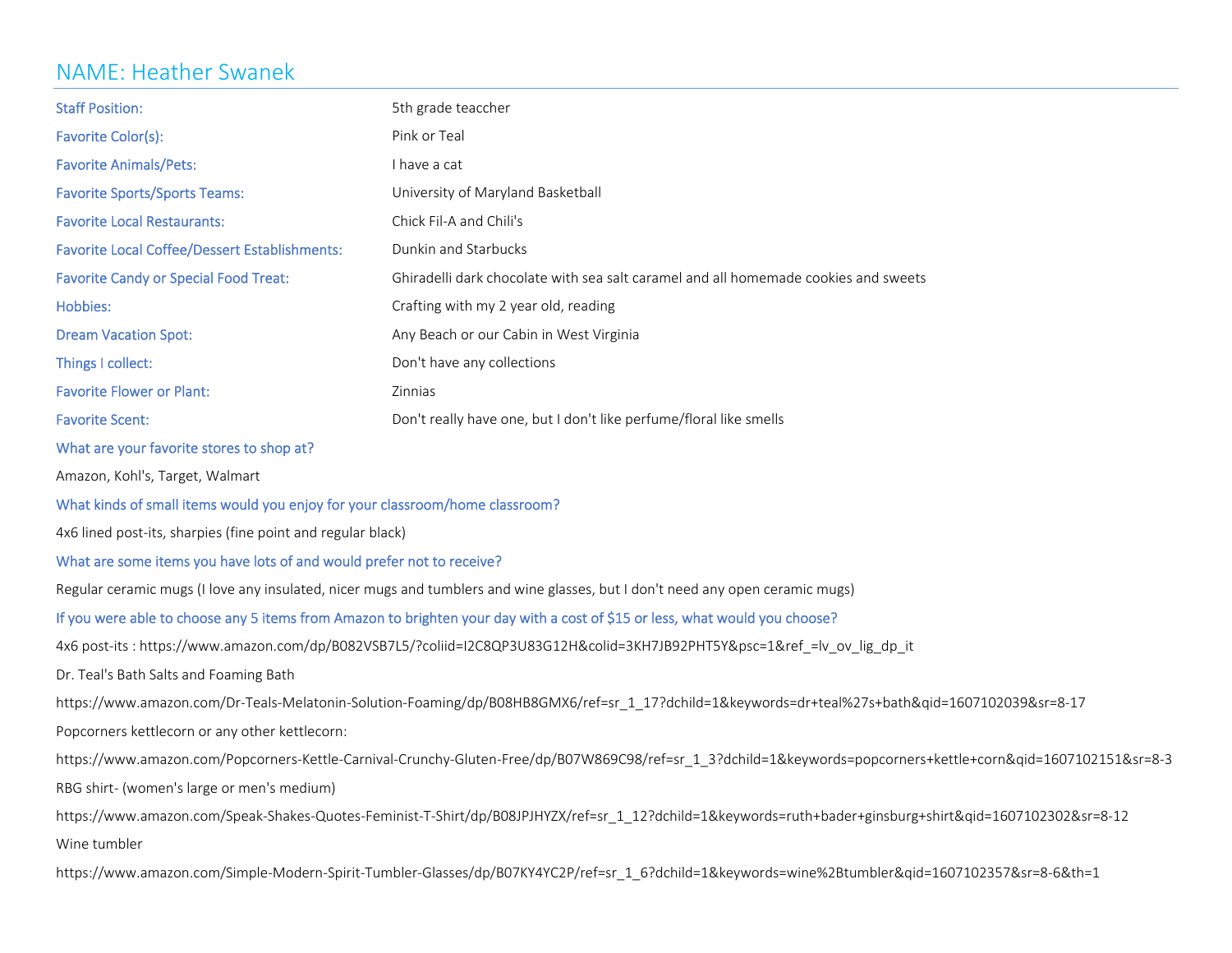## NAME: Heather Swanek

| | |
|---|---|
| Staff Position: | 5th grade teaccher |
| Favorite Color(s): | Pink or Teal |
| Favorite Animals/Pets: | I have a cat |
| Favorite Sports/Sports Teams: | University of Maryland Basketball |
| Favorite Local Restaurants: | Chick Fil-A and Chili's |
| Favorite Local Coffee/Dessert Establishments: | Dunkin and Starbucks |
| Favorite Candy or Special Food Treat: | Ghiradelli dark chocolate with sea salt caramel and all homemade cookies and sweets |
| Hobbies: | Crafting with my 2 year old, reading |
| Dream Vacation Spot: | Any Beach or our Cabin in West Virginia |
| Things I collect: | Don't have any collections |
| Favorite Flower or Plant: | Zinnias |
| Favorite Scent: | Don't really have one, but I don't like perfume/floral like smells |

**What are your favorite stores to shop at?**

Amazon, Kohl's, Target, Walmart

**What kinds of small items would you enjoy for your classroom/home classroom?**

4x6 lined post-its, sharpies (fine point and regular black)

**What are some items you have lots of and would prefer not to receive?**

Regular ceramic mugs (I love any insulated, nicer mugs and tumblers and wine glasses, but I don't need any open ceramic mugs)

**If you were able to choose any 5 items from Amazon to brighten your day with a cost of $15 or less, what would you choose?**

4x6 post-its : https://www.amazon.com/dp/B082VSB7L5/?coliid=I2C8QP3U83G12H&colid=3KH7JB92PHT5Y&psc=1&ref_=lv_ov_lig_dp_it

Dr. Teal's Bath Salts and Foaming Bath

https://www.amazon.com/Dr-Teals-Melatonin-Solution-Foaming/dp/B08HB8GMX6/ref=sr_1_17?dchild=1&keywords=dr+teal%27s+bath&qid=1607102039&sr=8-17

Popcorners kettlecorn or any other kettlecorn:

https://www.amazon.com/Popcorners-Kettle-Carnival-Crunchy-Gluten-Free/dp/B07W869C98/ref=sr_1_3?dchild=1&keywords=popcorners+kettle+corn&qid=1607102151&sr=8-3

RBG shirt- (women's large or men's medium)

https://www.amazon.com/Speak-Shakes-Quotes-Feminist-T-Shirt/dp/B08JPJHYZX/ref=sr_1_12?dchild=1&keywords=ruth+bader+ginsburg+shirt&qid=1607102302&sr=8-12

Wine tumbler

https://www.amazon.com/Simple-Modern-Spirit-Tumbler-Glasses/dp/B07KY4YC2P/ref=sr_1_6?dchild=1&keywords=wine%2Btumbler&qid=1607102357&sr=8-6&th=1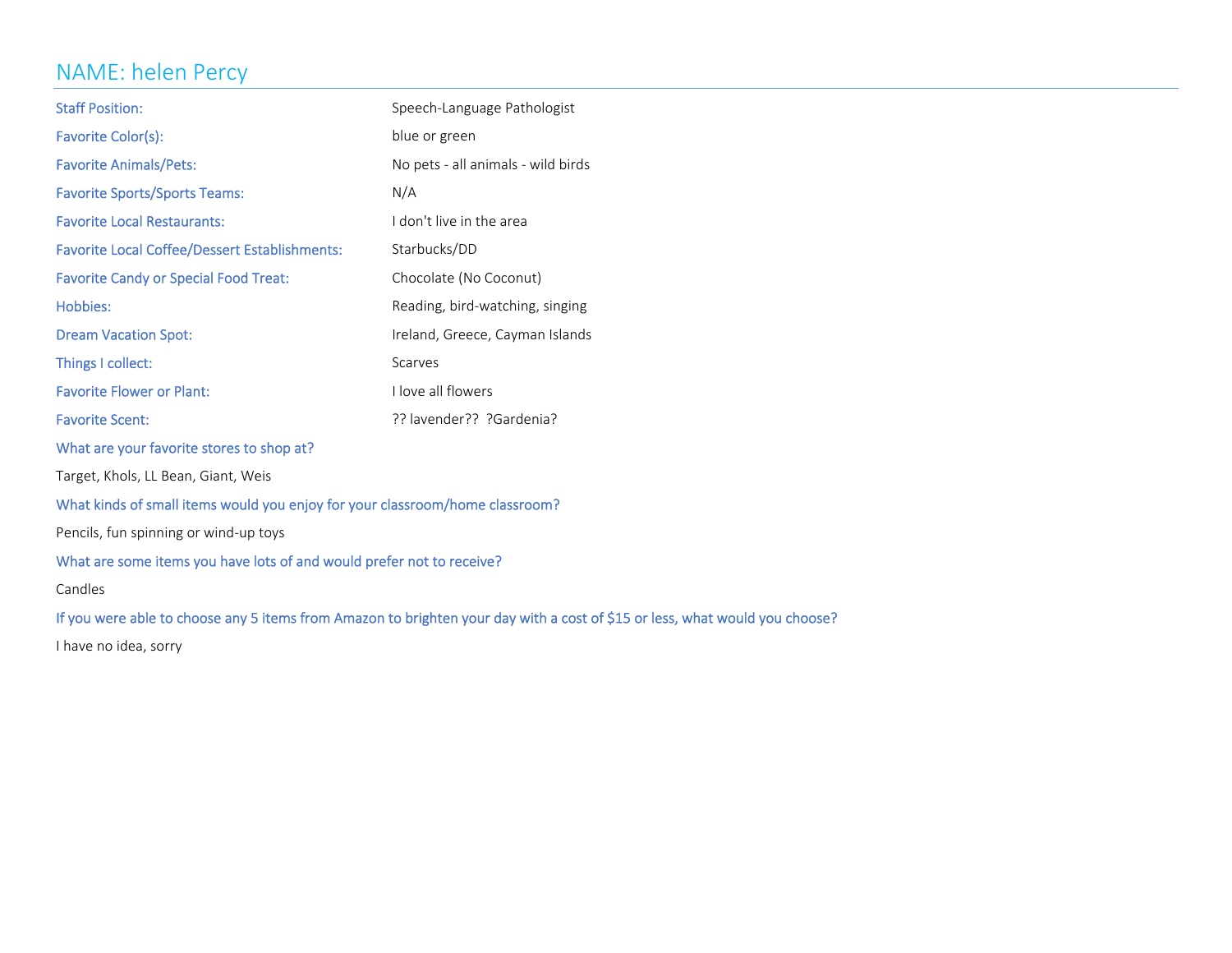# NAME: helen Percy

| | |
|---|---|
| Staff Position: | Speech-Language Pathologist |
| Favorite Color(s): | blue or green |
| Favorite Animals/Pets: | No pets - all animals - wild birds |
| Favorite Sports/Sports Teams: | N/A |
| Favorite Local Restaurants: | I don't live in the area |
| Favorite Local Coffee/Dessert Establishments: | Starbucks/DD |
| Favorite Candy or Special Food Treat: | Chocolate (No Coconut) |
| Hobbies: | Reading, bird-watching, singing |
| Dream Vacation Spot: | Ireland, Greece, Cayman Islands |
| Things I collect: | Scarves |
| Favorite Flower or Plant: | I love all flowers |
| Favorite Scent: | ?? lavender?? ?Gardenia? |

What are your favorite stores to shop at?

Target, Khols, LL Bean, Giant, Weis

What kinds of small items would you enjoy for your classroom/home classroom?

Pencils, fun spinning or wind-up toys

What are some items you have lots of and would prefer not to receive?

Candles

If you were able to choose any 5 items from Amazon to brighten your day with a cost of $15 or less, what would you choose?

I have no idea, sorry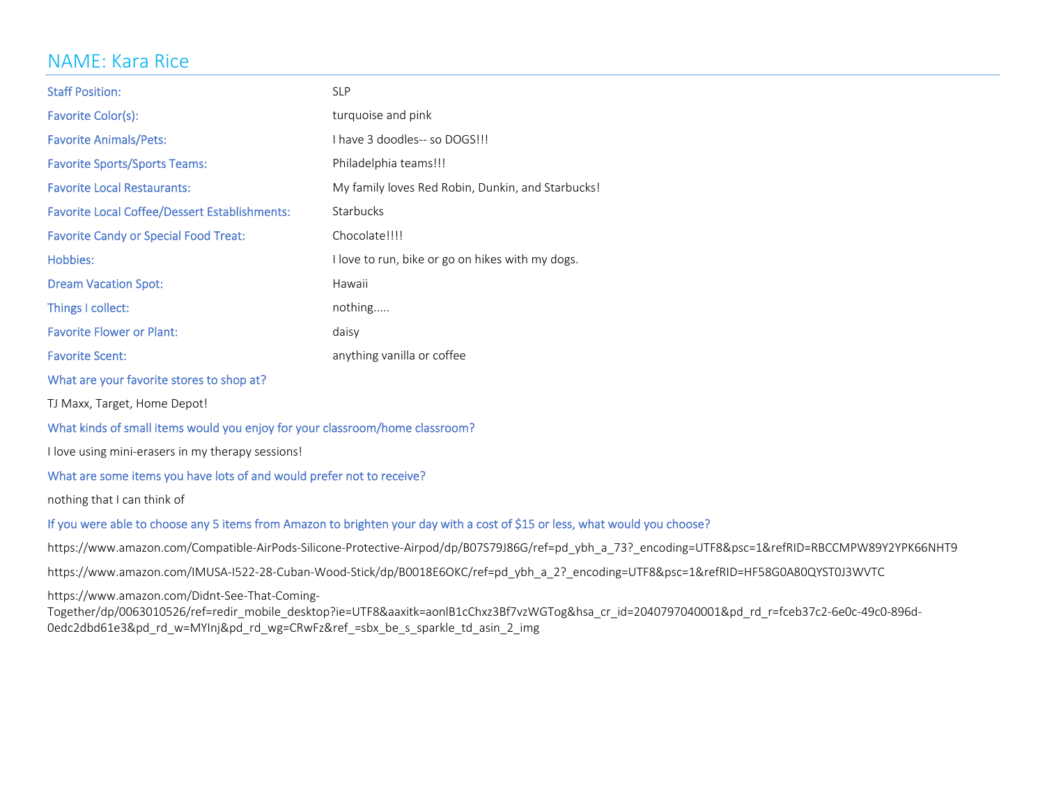# NAME: Kara Rice

| | |
|---|---|
| Staff Position: | SLP |
| Favorite Color(s): | turquoise and pink |
| Favorite Animals/Pets: | I have 3 doodles-- so DOGS!!! |
| Favorite Sports/Sports Teams: | Philadelphia teams!!! |
| Favorite Local Restaurants: | My family loves Red Robin, Dunkin, and Starbucks! |
| Favorite Local Coffee/Dessert Establishments: | Starbucks |
| Favorite Candy or Special Food Treat: | Chocolate!!!! |
| Hobbies: | I love to run, bike or go on hikes with my dogs. |
| Dream Vacation Spot: | Hawaii |
| Things I collect: | nothing..... |
| Favorite Flower or Plant: | daisy |
| Favorite Scent: | anything vanilla or coffee |

What are your favorite stores to shop at?

TJ Maxx, Target, Home Depot!

What kinds of small items would you enjoy for your classroom/home classroom?

I love using mini-erasers in my therapy sessions!

What are some items you have lots of and would prefer not to receive?

nothing that I can think of

If you were able to choose any 5 items from Amazon to brighten your day with a cost of $15 or less, what would you choose?

https://www.amazon.com/Compatible-AirPods-Silicone-Protective-Airpod/dp/B07S79J86G/ref=pd_ybh_a_73?_encoding=UTF8&psc=1&refRID=RBCCMPW89Y2YPK66NHT9

https://www.amazon.com/IMUSA-I522-28-Cuban-Wood-Stick/dp/B0018E6OKC/ref=pd_ybh_a_2?_encoding=UTF8&psc=1&refRID=HF58G0A80QYST0J3WVTC

https://www.amazon.com/Didnt-See-That-Coming-Together/dp/0063010526/ref=redir_mobile_desktop?ie=UTF8&aaxitk=aonlB1cChxz3Bf7vzWGTog&hsa_cr_id=2040797040001&pd_rd_r=fceb37c2-6e0c-49c0-896d-0edc2dbd61e3&pd_rd_w=MYInj&pd_rd_wg=CRwFz&ref_=sbx_be_s_sparkle_td_asin_2_img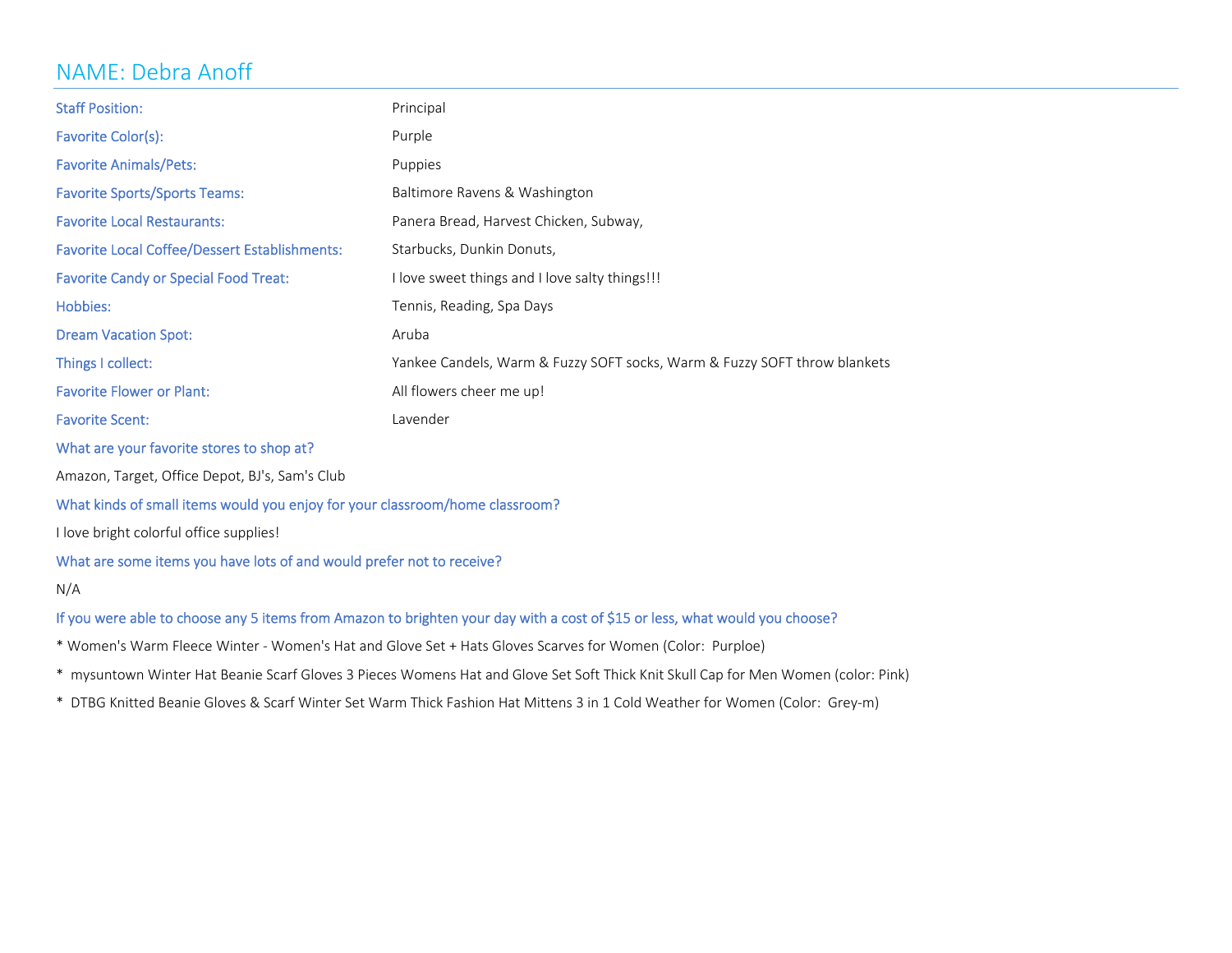# NAME: Debra Anoff

| | |
|---|---|
| Staff Position: | Principal |
| Favorite Color(s): | Purple |
| Favorite Animals/Pets: | Puppies |
| Favorite Sports/Sports Teams: | Baltimore Ravens & Washington |
| Favorite Local Restaurants: | Panera Bread, Harvest Chicken, Subway, |
| Favorite Local Coffee/Dessert Establishments: | Starbucks, Dunkin Donuts, |
| Favorite Candy or Special Food Treat: | I love sweet things and I love salty things!!! |
| Hobbies: | Tennis, Reading, Spa Days |
| Dream Vacation Spot: | Aruba |
| Things I collect: | Yankee Candels, Warm & Fuzzy SOFT socks, Warm & Fuzzy SOFT throw blankets |
| Favorite Flower or Plant: | All flowers cheer me up! |
| Favorite Scent: | Lavender |

What are your favorite stores to shop at?

Amazon, Target, Office Depot, BJ's, Sam's Club

What kinds of small items would you enjoy for your classroom/home classroom?

I love bright colorful office supplies!

What are some items you have lots of and would prefer not to receive?

N/A

If you were able to choose any 5 items from Amazon to brighten your day with a cost of $15 or less, what would you choose?

* Women's Warm Fleece Winter - Women's Hat and Glove Set + Hats Gloves Scarves for Women (Color: Purploe)
* mysuntown Winter Hat Beanie Scarf Gloves 3 Pieces Womens Hat and Glove Set Soft Thick Knit Skull Cap for Men Women (color: Pink)
* DTBG Knitted Beanie Gloves & Scarf Winter Set Warm Thick Fashion Hat Mittens 3 in 1 Cold Weather for Women (Color: Grey-m)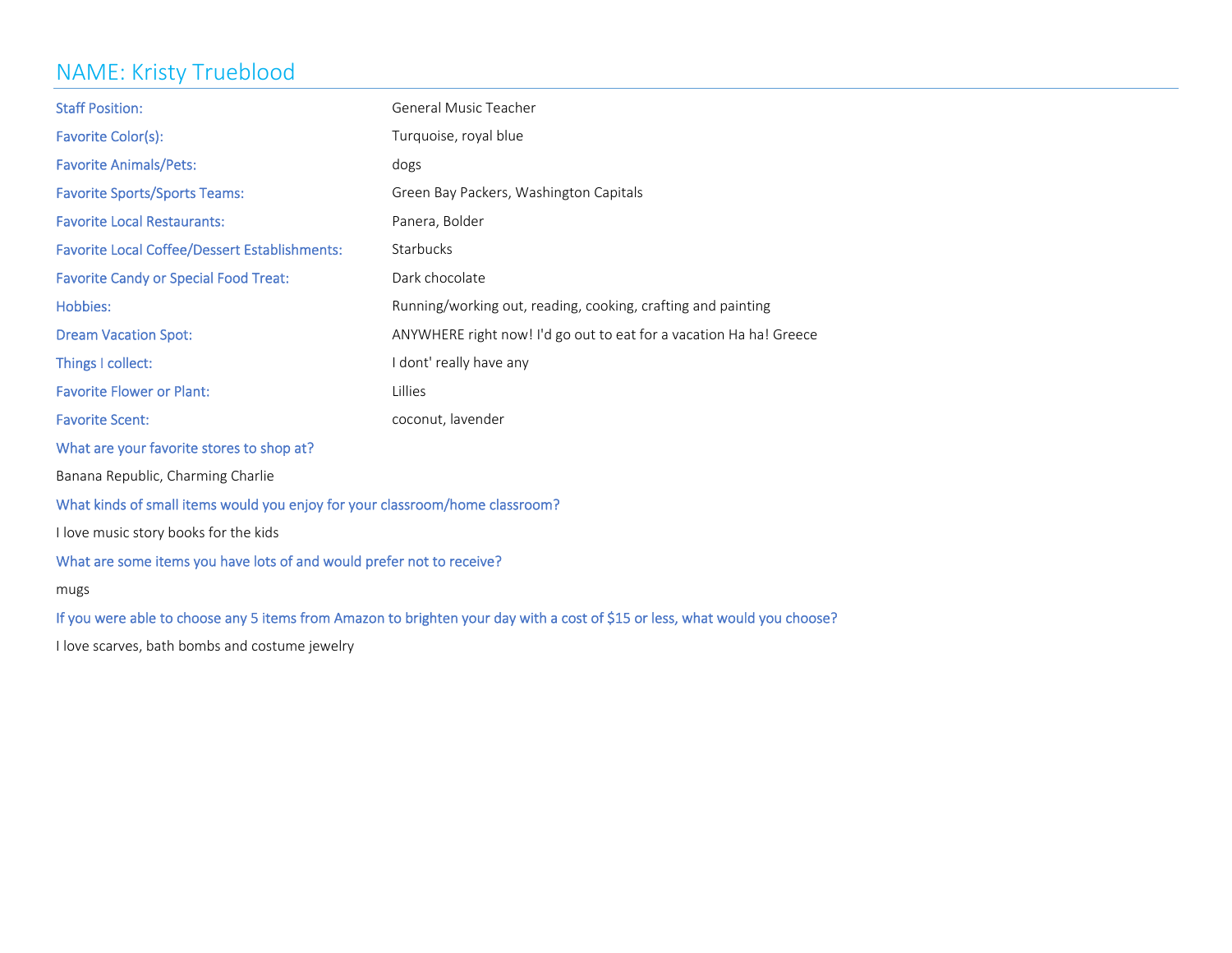# NAME: Kristy Trueblood

| | |
|---|---|
| Staff Position: | General Music Teacher |
| Favorite Color(s): | Turquoise, royal blue |
| Favorite Animals/Pets: | dogs |
| Favorite Sports/Sports Teams: | Green Bay Packers, Washington Capitals |
| Favorite Local Restaurants: | Panera, Bolder |
| Favorite Local Coffee/Dessert Establishments: | Starbucks |
| Favorite Candy or Special Food Treat: | Dark chocolate |
| Hobbies: | Running/working out, reading, cooking, crafting and painting |
| Dream Vacation Spot: | ANYWHERE right now! I'd go out to eat for a vacation Ha ha! Greece |
| Things I collect: | I dont' really have any |
| Favorite Flower or Plant: | Lillies |
| Favorite Scent: | coconut, lavender |

What are your favorite stores to shop at?

Banana Republic, Charming Charlie

What kinds of small items would you enjoy for your classroom/home classroom?

I love music story books for the kids

What are some items you have lots of and would prefer not to receive?

mugs

If you were able to choose any 5 items from Amazon to brighten your day with a cost of $15 or less, what would you choose?

I love scarves, bath bombs and costume jewelry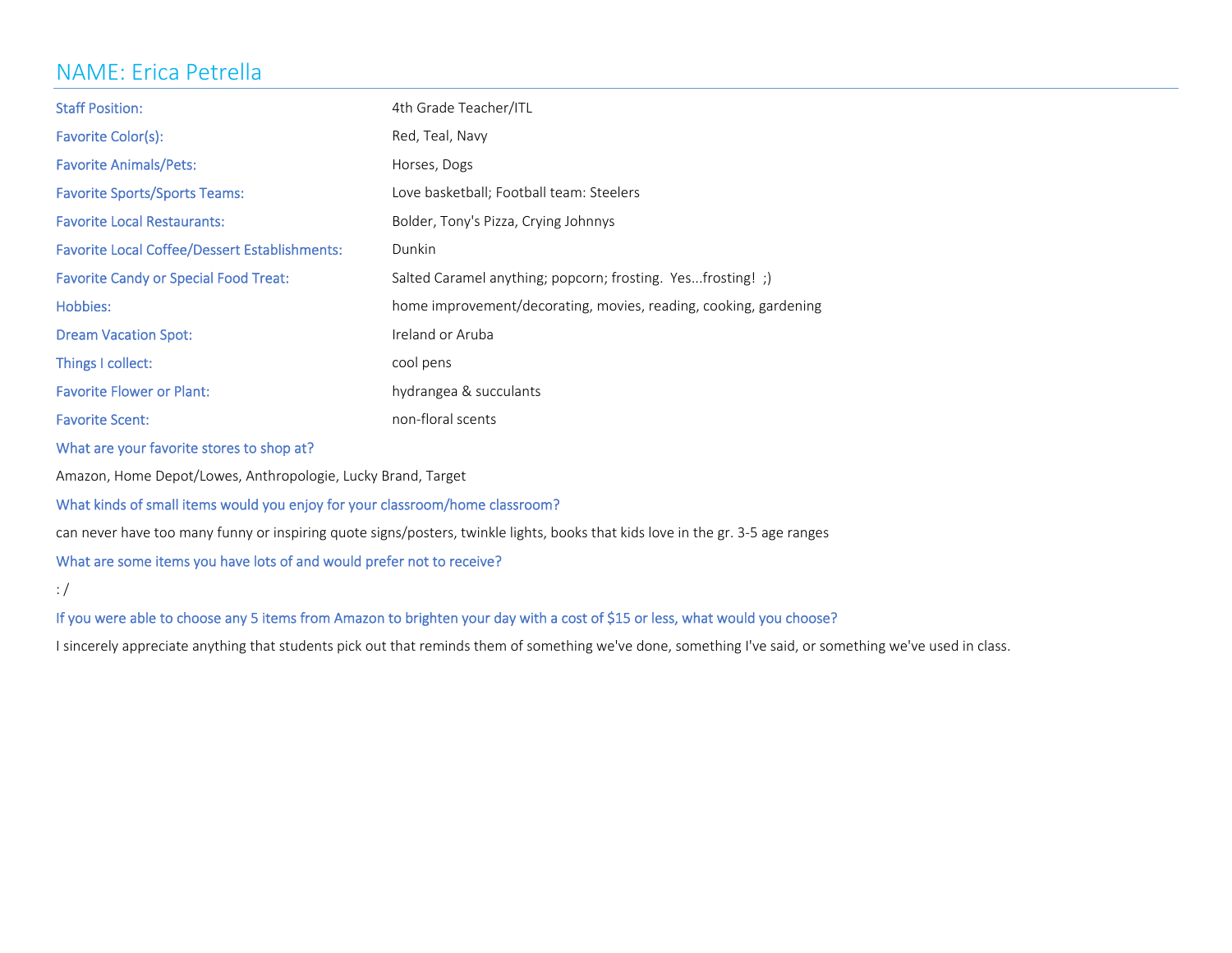# NAME: Erica Petrella

| | |
|---|---|
| Staff Position: | 4th Grade Teacher/ITL |
| Favorite Color(s): | Red, Teal, Navy |
| Favorite Animals/Pets: | Horses, Dogs |
| Favorite Sports/Sports Teams: | Love basketball; Football team: Steelers |
| Favorite Local Restaurants: | Bolder, Tony's Pizza, Crying Johnnys |
| Favorite Local Coffee/Dessert Establishments: | Dunkin |
| Favorite Candy or Special Food Treat: | Salted Caramel anything; popcorn; frosting. Yes...frosting! ;) |
| Hobbies: | home improvement/decorating, movies, reading, cooking, gardening |
| Dream Vacation Spot: | Ireland or Aruba |
| Things I collect: | cool pens |
| Favorite Flower or Plant: | hydrangea & succulants |
| Favorite Scent: | non-floral scents |

What are your favorite stores to shop at?

Amazon, Home Depot/Lowes, Anthropologie, Lucky Brand, Target

What kinds of small items would you enjoy for your classroom/home classroom?

can never have too many funny or inspiring quote signs/posters, twinkle lights, books that kids love in the gr. 3-5 age ranges

What are some items you have lots of and would prefer not to receive?

: /

If you were able to choose any 5 items from Amazon to brighten your day with a cost of $15 or less, what would you choose?

I sincerely appreciate anything that students pick out that reminds them of something we've done, something I've said, or something we've used in class.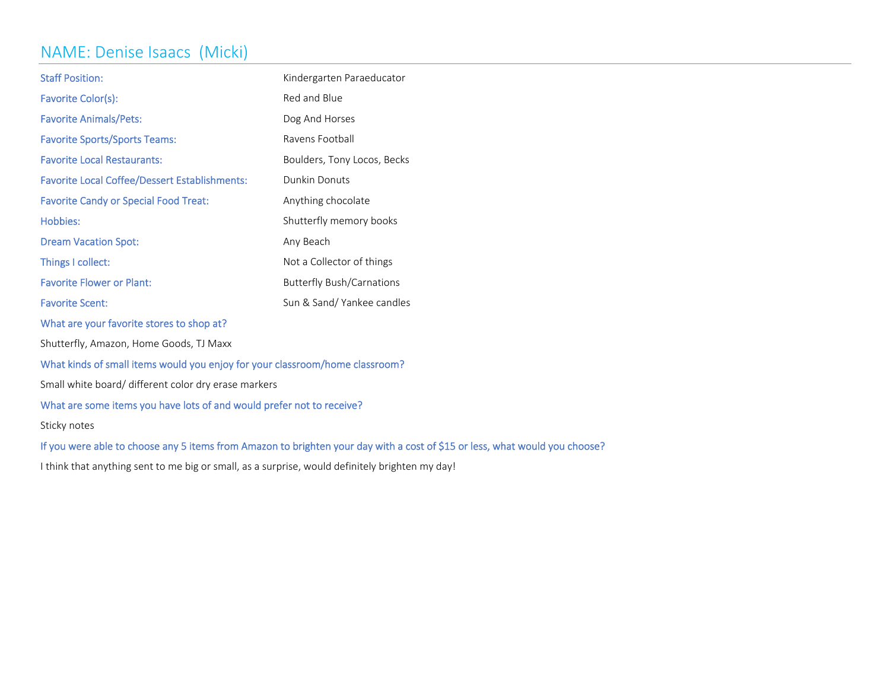# NAME: Denise Isaacs (Micki)

| | |
|---|---|
| Staff Position: | Kindergarten Paraeducator |
| Favorite Color(s): | Red and Blue |
| Favorite Animals/Pets: | Dog And Horses |
| Favorite Sports/Sports Teams: | Ravens Football |
| Favorite Local Restaurants: | Boulders, Tony Locos, Becks |
| Favorite Local Coffee/Dessert Establishments: | Dunkin Donuts |
| Favorite Candy or Special Food Treat: | Anything chocolate |
| Hobbies: | Shutterfly memory books |
| Dream Vacation Spot: | Any Beach |
| Things I collect: | Not a Collector of things |
| Favorite Flower or Plant: | Butterfly Bush/Carnations |
| Favorite Scent: | Sun & Sand/ Yankee candles |

What are your favorite stores to shop at?

Shutterfly, Amazon, Home Goods, TJ Maxx

What kinds of small items would you enjoy for your classroom/home classroom?

Small white board/ different color dry erase markers

What are some items you have lots of and would prefer not to receive?

Sticky notes

If you were able to choose any 5 items from Amazon to brighten your day with a cost of $15 or less, what would you choose?

I think that anything sent to me big or small, as a surprise, would definitely brighten my day!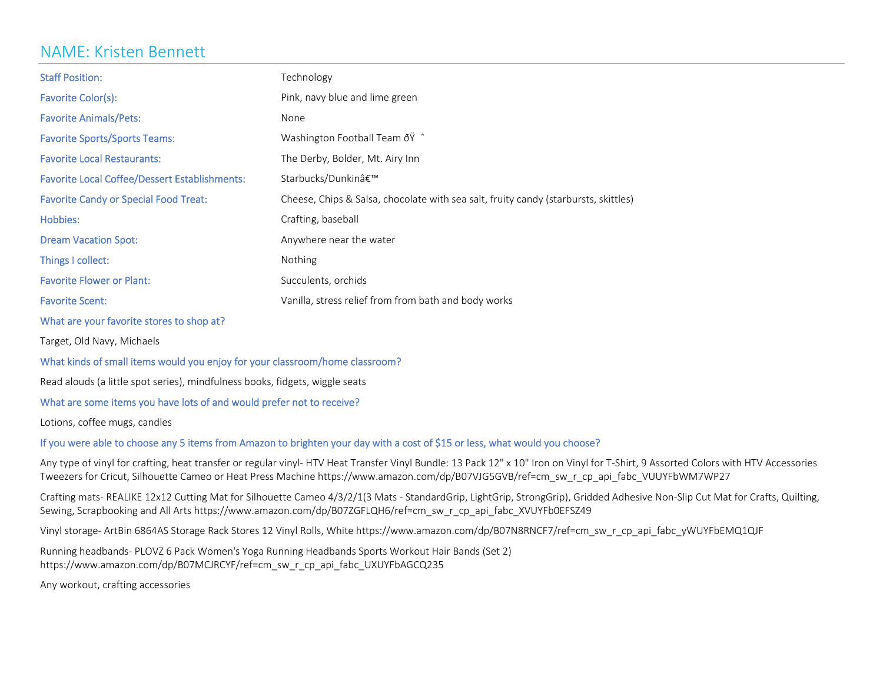# NAME: Kristen Bennett

| | |
|---|---|
| Staff Position: | Technology |
| Favorite Color(s): | Pink, navy blue and lime green |
| Favorite Animals/Pets: | None |
| Favorite Sports/Sports Teams: | Washington Football Team ðŸ ˆ |
| Favorite Local Restaurants: | The Derby, Bolder, Mt. Airy Inn |
| Favorite Local Coffee/Dessert Establishments: | Starbucks/Dunkinâ€™ |
| Favorite Candy or Special Food Treat: | Cheese, Chips & Salsa, chocolate with sea salt, fruity candy (starbursts, skittles) |
| Hobbies: | Crafting, baseball |
| Dream Vacation Spot: | Anywhere near the water |
| Things I collect: | Nothing |
| Favorite Flower or Plant: | Succulents, orchids |
| Favorite Scent: | Vanilla, stress relief from from bath and body works |

What are your favorite stores to shop at?

Target, Old Navy, Michaels

What kinds of small items would you enjoy for your classroom/home classroom?

Read alouds (a little spot series), mindfulness books, fidgets, wiggle seats

What are some items you have lots of and would prefer not to receive?

Lotions, coffee mugs, candles

If you were able to choose any 5 items from Amazon to brighten your day with a cost of $15 or less, what would you choose?

Any type of vinyl for crafting, heat transfer or regular vinyl- HTV Heat Transfer Vinyl Bundle: 13 Pack 12" x 10" Iron on Vinyl for T-Shirt, 9 Assorted Colors with HTV Accessories Tweezers for Cricut, Silhouette Cameo or Heat Press Machine https://www.amazon.com/dp/B07VJG5GVB/ref=cm_sw_r_cp_api_fabc_VUUYFbWM7WP27

Crafting mats- REALIKE 12x12 Cutting Mat for Silhouette Cameo 4/3/2/1(3 Mats - StandardGrip, LightGrip, StrongGrip), Gridded Adhesive Non-Slip Cut Mat for Crafts, Quilting, Sewing, Scrapbooking and All Arts https://www.amazon.com/dp/B07ZGFLQH6/ref=cm_sw_r_cp_api_fabc_XVUYFb0EFSZ49

Vinyl storage- ArtBin 6864AS Storage Rack Stores 12 Vinyl Rolls, White https://www.amazon.com/dp/B07N8RNCF7/ref=cm_sw_r_cp_api_fabc_yWUYFbEMQ1QJF

Running headbands- PLOVZ 6 Pack Women's Yoga Running Headbands Sports Workout Hair Bands (Set 2) https://www.amazon.com/dp/B07MCJRCYF/ref=cm_sw_r_cp_api_fabc_UXUYFbAGCQ235

Any workout, crafting accessories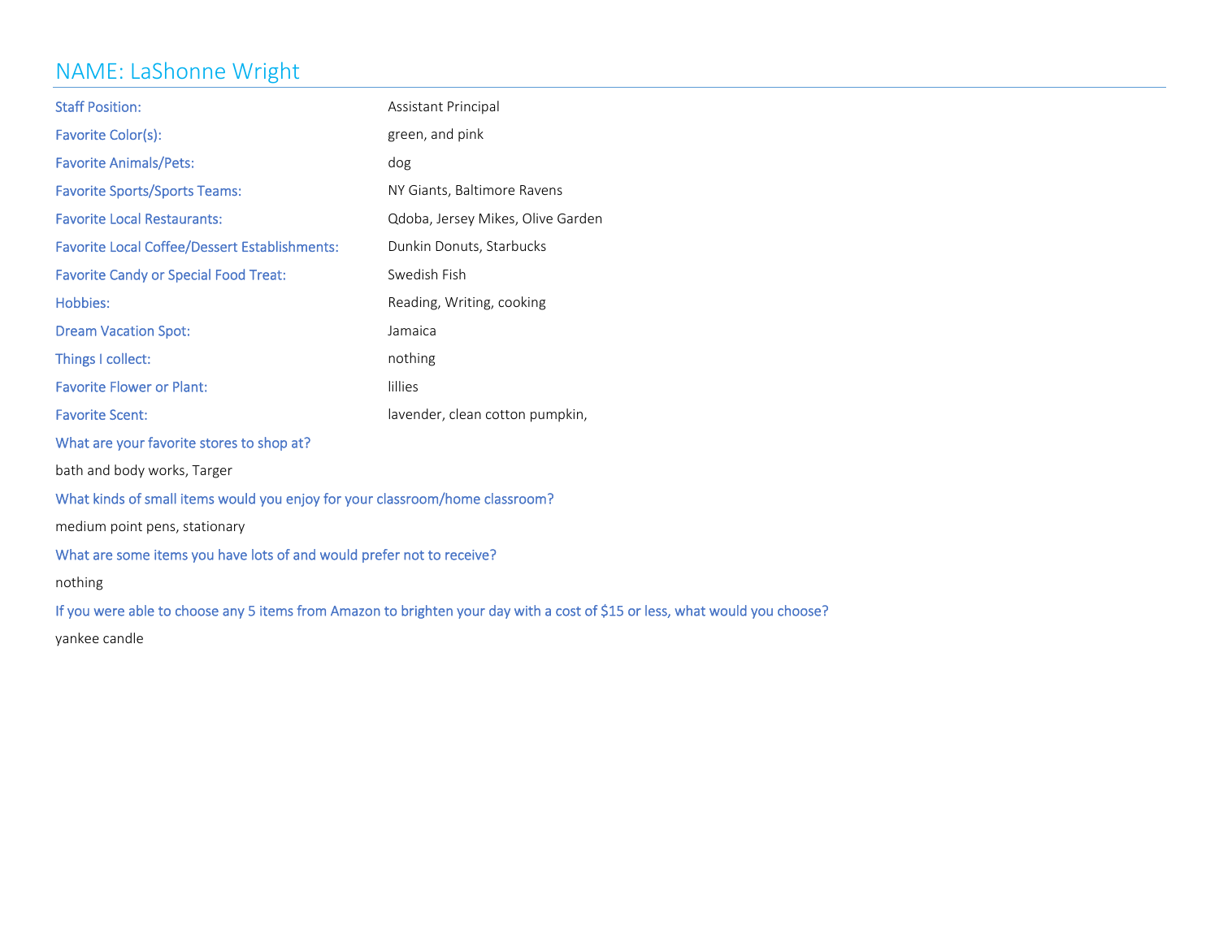# NAME: LaShonne Wright

| | |
|---|---|
| Staff Position: | Assistant Principal |
| Favorite Color(s): | green, and pink |
| Favorite Animals/Pets: | dog |
| Favorite Sports/Sports Teams: | NY Giants, Baltimore Ravens |
| Favorite Local Restaurants: | Qdoba, Jersey Mikes, Olive Garden |
| Favorite Local Coffee/Dessert Establishments: | Dunkin Donuts, Starbucks |
| Favorite Candy or Special Food Treat: | Swedish Fish |
| Hobbies: | Reading, Writing, cooking |
| Dream Vacation Spot: | Jamaica |
| Things I collect: | nothing |
| Favorite Flower or Plant: | lillies |
| Favorite Scent: | lavender, clean cotton pumpkin, |

What are your favorite stores to shop at?

bath and body works, Targer

What kinds of small items would you enjoy for your classroom/home classroom?

medium point pens, stationary

What are some items you have lots of and would prefer not to receive?

nothing

If you were able to choose any 5 items from Amazon to brighten your day with a cost of $15 or less, what would you choose?

yankee candle